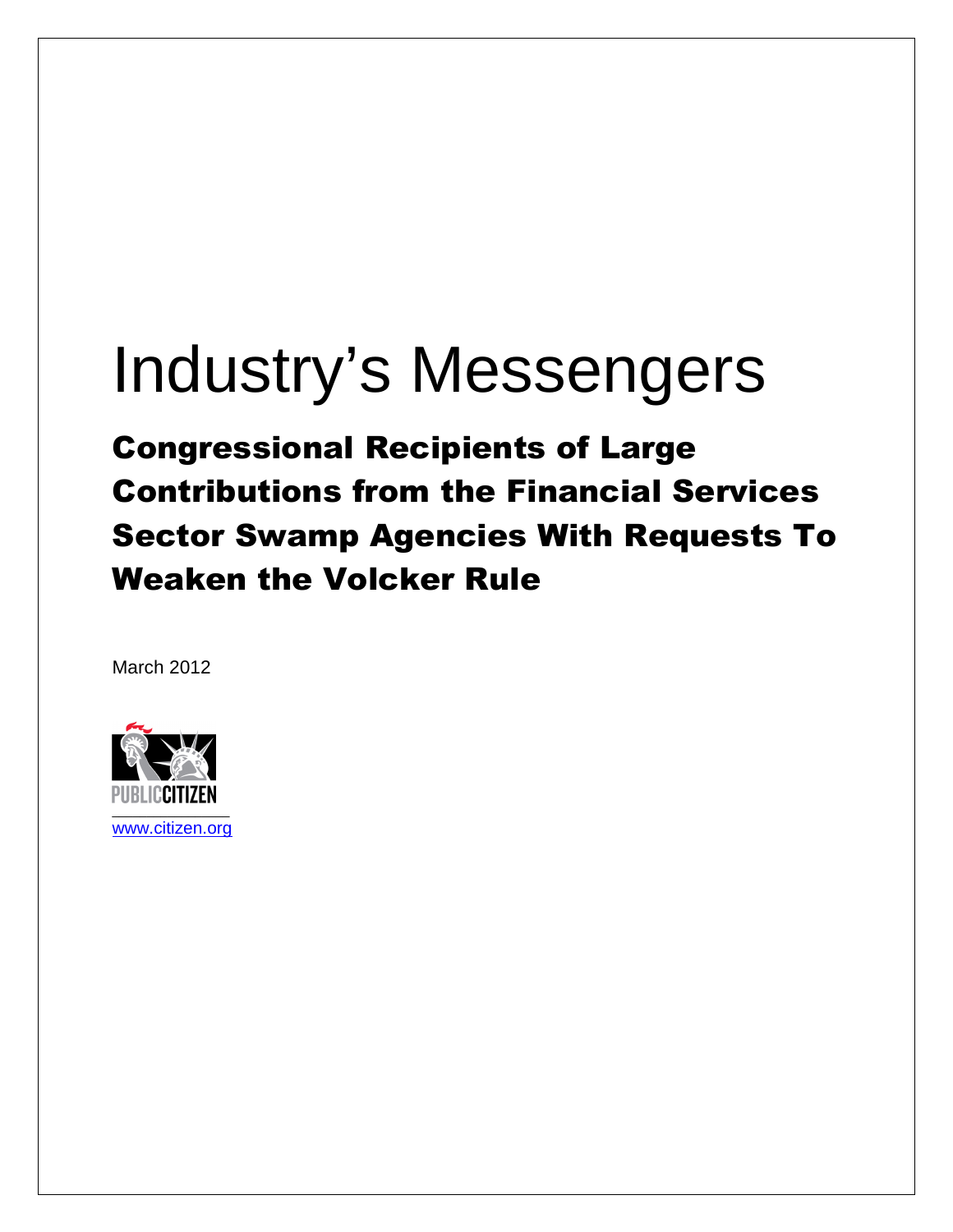# Industry's Messengers

## Congressional Recipients of Large Contributions from the Financial Services Sector Swamp Agencies With Requests To Weaken the Volcker Rule

March 2012

PUBLIC CITIZEN

www.citizen.org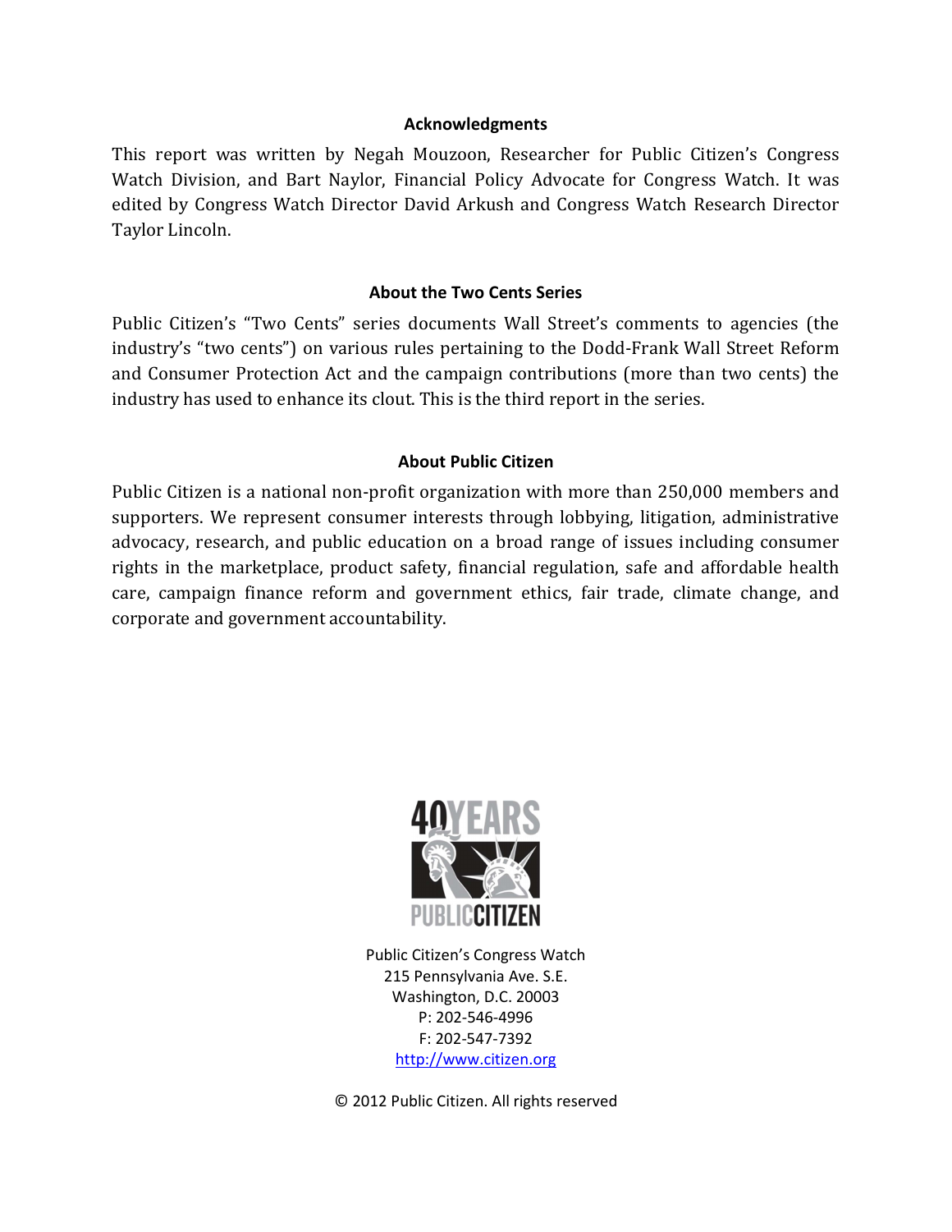### Acknowledgments

This report was written by Negah Mouzoon, Researcher for Public Citizen's Congress Watch Division, and Bart Naylor, Financial Policy Advocate for Congress Watch. It was edited by Congress Watch Director David Arkush and Congress Watch Research Director Taylor Lincoln.

### About the Two Cents Series

Public Citizen's "Two Cents" series documents Wall Street's comments to agencies (the industry's "two cents") on various rules pertaining to the Dodd-Frank Wall Street Reform and Consumer Protection Act and the campaign contributions (more than two cents) the industry has used to enhance its clout. This is the third report in the series.

### About Public Citizen

Public Citizen is a national non-profit organization with more than 250,000 members and supporters. We represent consumer interests through lobbying, litigation, administrative advocacy, research, and public education on a broad range of issues including consumer rights in the marketplace, product safety, financial regulation, safe and affordable health care, campaign finance reform and government ethics, fair trade, climate change, and corporate and government accountability.

40 YEARS PUBLIC CITIZEN

Public Citizen's Congress Watch
215 Pennsylvania Ave. S.E.
Washington, D.C. 20003
P: 202-546-4996
F: 202-547-7392
http://www.citizen.org

© 2012 Public Citizen. All rights reserved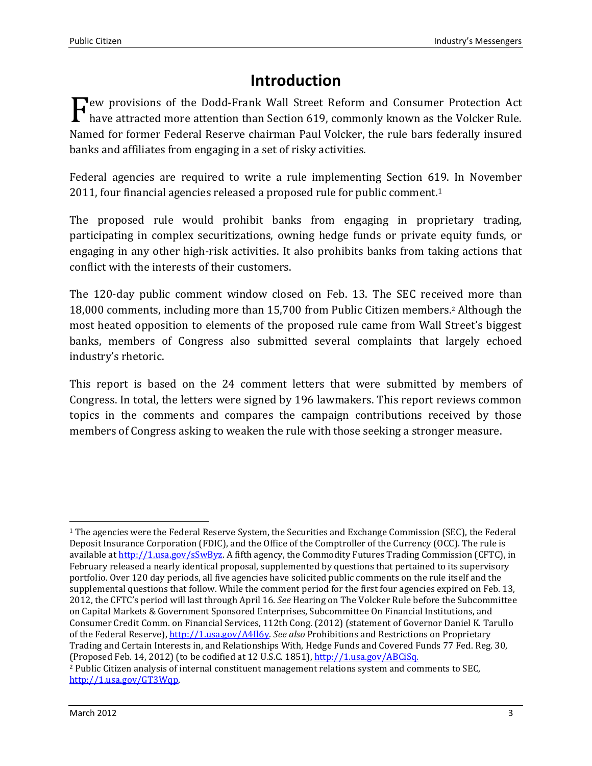# Introduction

Few provisions of the Dodd-Frank Wall Street Reform and Consumer Protection Act have attracted more attention than Section 619, commonly known as the Volcker Rule. Named for former Federal Reserve chairman Paul Volcker, the rule bars federally insured banks and affiliates from engaging in a set of risky activities.

Federal agencies are required to write a rule implementing Section 619. In November 2011, four financial agencies released a proposed rule for public comment.[1]

The proposed rule would prohibit banks from engaging in proprietary trading, participating in complex securitizations, owning hedge funds or private equity funds, or engaging in any other high-risk activities. It also prohibits banks from taking actions that conflict with the interests of their customers.

The 120-day public comment window closed on Feb. 13. The SEC received more than 18,000 comments, including more than 15,700 from Public Citizen members.[2] Although the most heated opposition to elements of the proposed rule came from Wall Street's biggest banks, members of Congress also submitted several complaints that largely echoed industry's rhetoric.

This report is based on the 24 comment letters that were submitted by members of Congress. In total, the letters were signed by 196 lawmakers. This report reviews common topics in the comments and compares the campaign contributions received by those members of Congress asking to weaken the rule with those seeking a stronger measure.

---

[1] The agencies were the Federal Reserve System, the Securities and Exchange Commission (SEC), the Federal Deposit Insurance Corporation (FDIC), and the Office of the Comptroller of the Currency (OCC). The rule is available at http://1.usa.gov/sSwByz. A fifth agency, the Commodity Futures Trading Commission (CFTC), in February released a nearly identical proposal, supplemented by questions that pertained to its supervisory portfolio. Over 120 day periods, all five agencies have solicited public comments on the rule itself and the supplemental questions that follow. While the comment period for the first four agencies expired on Feb. 13, 2012, the CFTC's period will last through April 16. *See* Hearing on The Volcker Rule before the Subcommittee on Capital Markets & Government Sponsored Enterprises, Subcommittee On Financial Institutions, and Consumer Credit Comm. on Financial Services, 112th Cong. (2012) (statement of Governor Daniel K. Tarullo of the Federal Reserve), http://1.usa.gov/A4Il6y. *See also* Prohibitions and Restrictions on Proprietary Trading and Certain Interests in, and Relationships With, Hedge Funds and Covered Funds 77 Fed. Reg. 30, (Proposed Feb. 14, 2012) (to be codified at 12 U.S.C. 1851), http://1.usa.gov/ABCiSq.

[2] Public Citizen analysis of internal constituent management relations system and comments to SEC, http://1.usa.gov/GT3Wqp.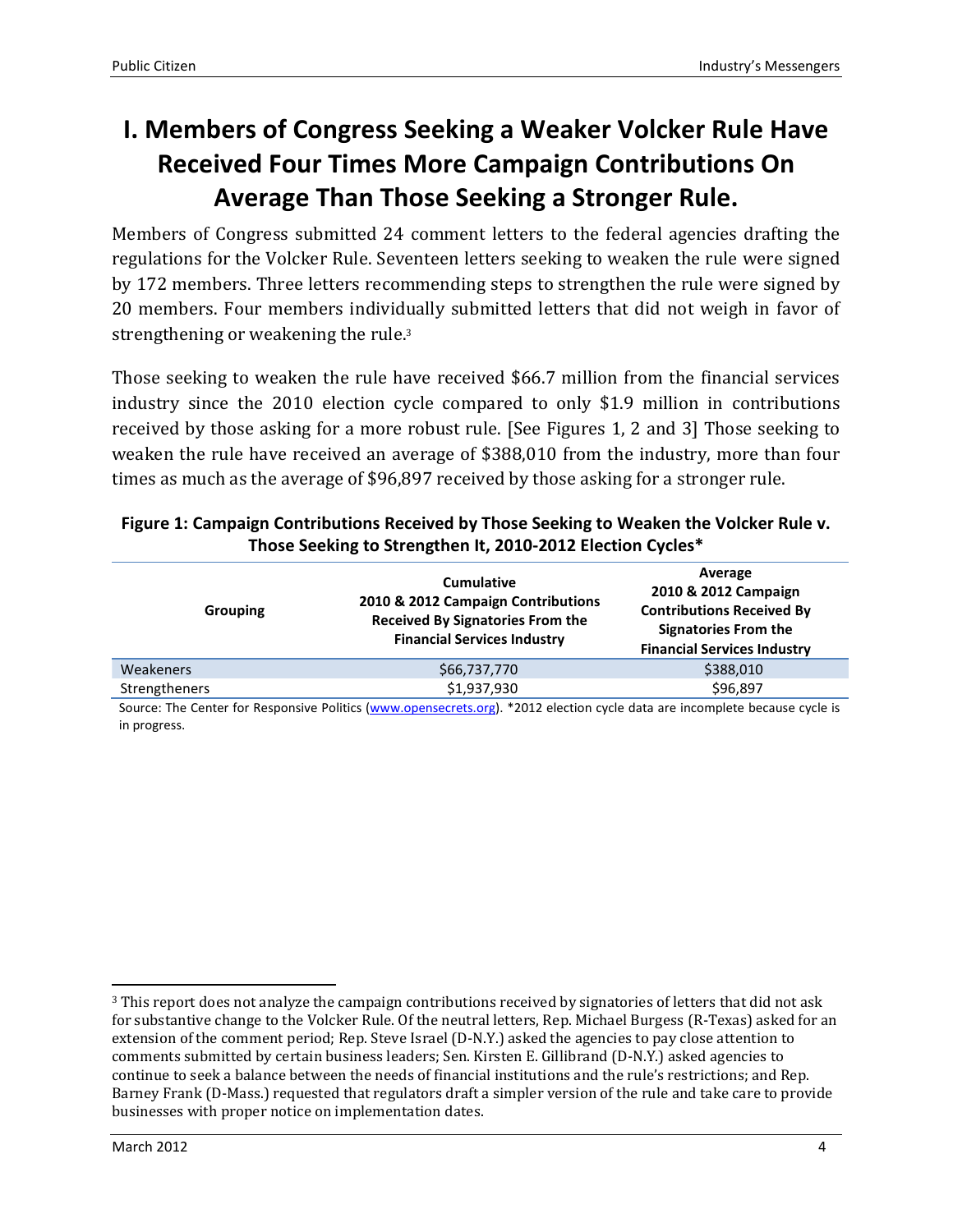# I. Members of Congress Seeking a Weaker Volcker Rule Have Received Four Times More Campaign Contributions On Average Than Those Seeking a Stronger Rule.

Members of Congress submitted 24 comment letters to the federal agencies drafting the regulations for the Volcker Rule. Seventeen letters seeking to weaken the rule were signed by 172 members. Three letters recommending steps to strengthen the rule were signed by 20 members. Four members individually submitted letters that did not weigh in favor of strengthening or weakening the rule.[3]

Those seeking to weaken the rule have received $66.7 million from the financial services industry since the 2010 election cycle compared to only $1.9 million in contributions received by those asking for a more robust rule. [See Figures 1, 2 and 3] Those seeking to weaken the rule have received an average of $388,010 from the industry, more than four times as much as the average of $96,897 received by those asking for a stronger rule.

**Figure 1: Campaign Contributions Received by Those Seeking to Weaken the Volcker Rule v. Those Seeking to Strengthen It, 2010-2012 Election Cycles***

| Grouping | Cumulative 2010 & 2012 Campaign Contributions Received By Signatories From the Financial Services Industry | Average 2010 & 2012 Campaign Contributions Received By Signatories From the Financial Services Industry |
|---|---|---|
| Weakeners | $66,737,770 | $388,010 |
| Strengtheners | $1,937,930 | $96,897 |

Source: The Center for Responsive Politics (www.opensecrets.org). *2012 election cycle data are incomplete because cycle is in progress.

[3] This report does not analyze the campaign contributions received by signatories of letters that did not ask for substantive change to the Volcker Rule. Of the neutral letters, Rep. Michael Burgess (R-Texas) asked for an extension of the comment period; Rep. Steve Israel (D-N.Y.) asked the agencies to pay close attention to comments submitted by certain business leaders; Sen. Kirsten E. Gillibrand (D-N.Y.) asked agencies to continue to seek a balance between the needs of financial institutions and the rule's restrictions; and Rep. Barney Frank (D-Mass.) requested that regulators draft a simpler version of the rule and take care to provide businesses with proper notice on implementation dates.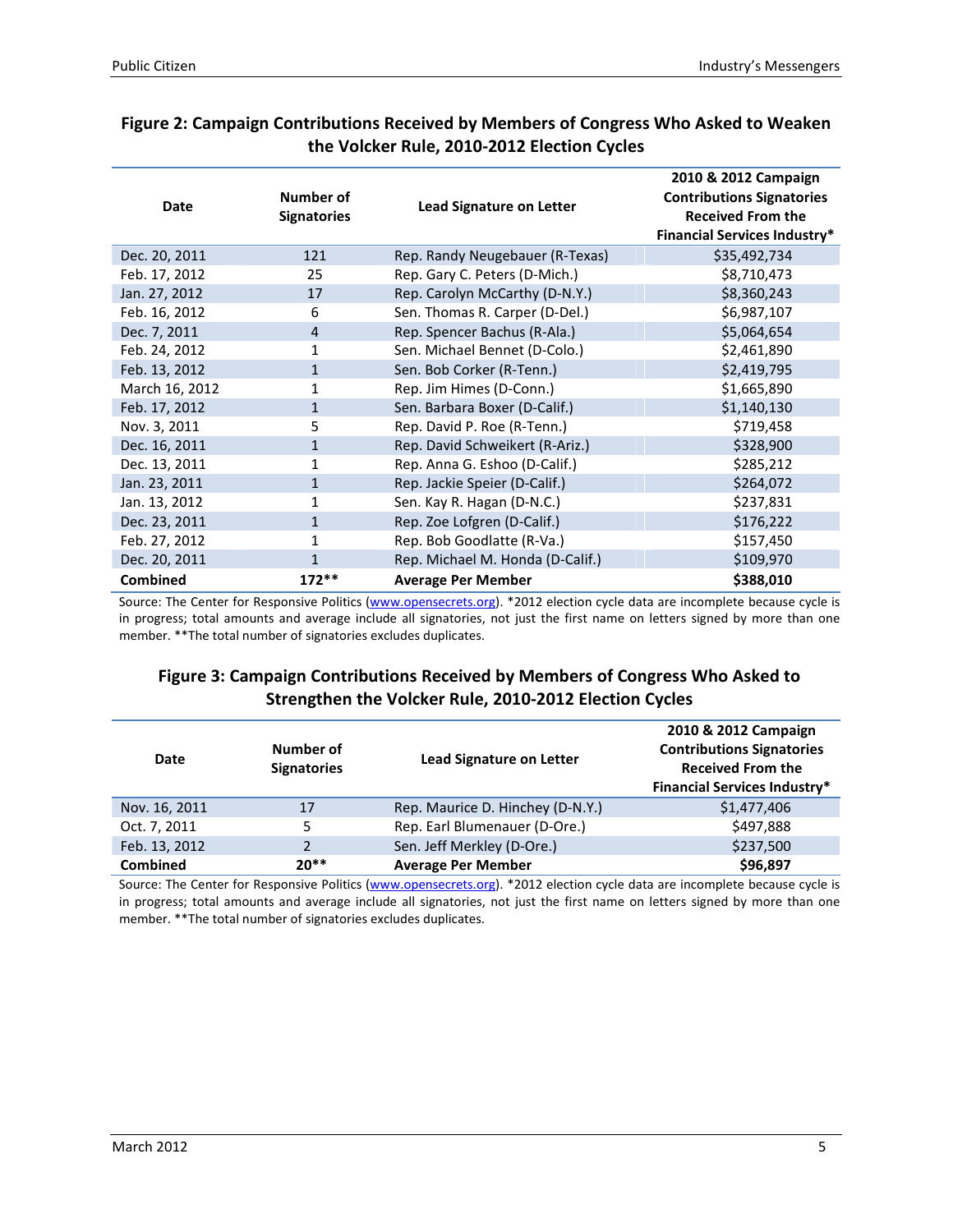## Figure 2: Campaign Contributions Received by Members of Congress Who Asked to Weaken the Volcker Rule, 2010-2012 Election Cycles

| Date | Number of Signatories | Lead Signature on Letter | 2010 & 2012 Campaign Contributions Signatories Received From the Financial Services Industry* |
|---|---|---|---|
| Dec. 20, 2011 | 121 | Rep. Randy Neugebauer (R-Texas) | $35,492,734 |
| Feb. 17, 2012 | 25 | Rep. Gary C. Peters (D-Mich.) | $8,710,473 |
| Jan. 27, 2012 | 17 | Rep. Carolyn McCarthy (D-N.Y.) | $8,360,243 |
| Feb. 16, 2012 | 6 | Sen. Thomas R. Carper (D-Del.) | $6,987,107 |
| Dec. 7, 2011 | 4 | Rep. Spencer Bachus (R-Ala.) | $5,064,654 |
| Feb. 24, 2012 | 1 | Sen. Michael Bennet (D-Colo.) | $2,461,890 |
| Feb. 13, 2012 | 1 | Sen. Bob Corker (R-Tenn.) | $2,419,795 |
| March 16, 2012 | 1 | Rep. Jim Himes (D-Conn.) | $1,665,890 |
| Feb. 17, 2012 | 1 | Sen. Barbara Boxer (D-Calif.) | $1,140,130 |
| Nov. 3, 2011 | 5 | Rep. David P. Roe (R-Tenn.) | $719,458 |
| Dec. 16, 2011 | 1 | Rep. David Schweikert (R-Ariz.) | $328,900 |
| Dec. 13, 2011 | 1 | Rep. Anna G. Eshoo (D-Calif.) | $285,212 |
| Jan. 23, 2011 | 1 | Rep. Jackie Speier (D-Calif.) | $264,072 |
| Jan. 13, 2012 | 1 | Sen. Kay R. Hagan (D-N.C.) | $237,831 |
| Dec. 23, 2011 | 1 | Rep. Zoe Lofgren (D-Calif.) | $176,222 |
| Feb. 27, 2012 | 1 | Rep. Bob Goodlatte (R-Va.) | $157,450 |
| Dec. 20, 2011 | 1 | Rep. Michael M. Honda (D-Calif.) | $109,970 |
| **Combined** | **172**** | **Average Per Member** | **$388,010** |

Source: The Center for Responsive Politics (www.opensecrets.org). *2012 election cycle data are incomplete because cycle is in progress; total amounts and average include all signatories, not just the first name on letters signed by more than one member. **The total number of signatories excludes duplicates.

## Figure 3: Campaign Contributions Received by Members of Congress Who Asked to Strengthen the Volcker Rule, 2010-2012 Election Cycles

| Date | Number of Signatories | Lead Signature on Letter | 2010 & 2012 Campaign Contributions Signatories Received From the Financial Services Industry* |
|---|---|---|---|
| Nov. 16, 2011 | 17 | Rep. Maurice D. Hinchey (D-N.Y.) | $1,477,406 |
| Oct. 7, 2011 | 5 | Rep. Earl Blumenauer (D-Ore.) | $497,888 |
| Feb. 13, 2012 | 2 | Sen. Jeff Merkley (D-Ore.) | $237,500 |
| **Combined** | **20**** | **Average Per Member** | **$96,897** |

Source: The Center for Responsive Politics (www.opensecrets.org). *2012 election cycle data are incomplete because cycle is in progress; total amounts and average include all signatories, not just the first name on letters signed by more than one member. **The total number of signatories excludes duplicates.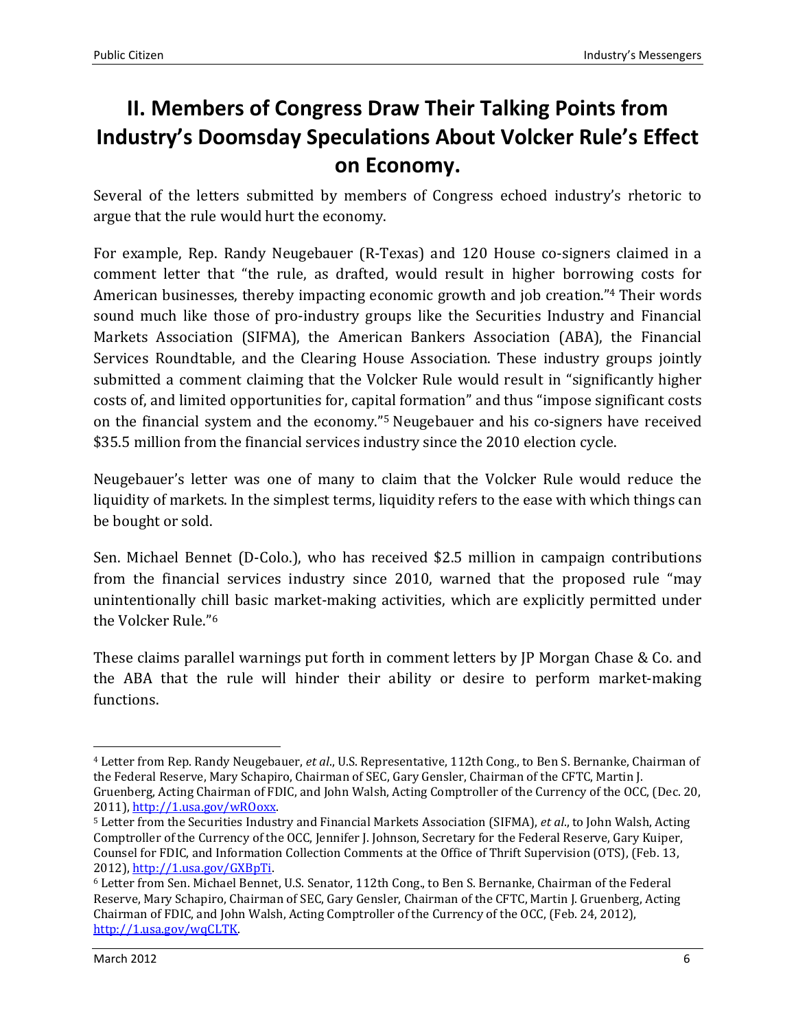## II. Members of Congress Draw Their Talking Points from Industry's Doomsday Speculations About Volcker Rule's Effect on Economy.

Several of the letters submitted by members of Congress echoed industry's rhetoric to argue that the rule would hurt the economy.

For example, Rep. Randy Neugebauer (R-Texas) and 120 House co-signers claimed in a comment letter that "the rule, as drafted, would result in higher borrowing costs for American businesses, thereby impacting economic growth and job creation."[4] Their words sound much like those of pro-industry groups like the Securities Industry and Financial Markets Association (SIFMA), the American Bankers Association (ABA), the Financial Services Roundtable, and the Clearing House Association. These industry groups jointly submitted a comment claiming that the Volcker Rule would result in "significantly higher costs of, and limited opportunities for, capital formation" and thus "impose significant costs on the financial system and the economy."[5] Neugebauer and his co-signers have received $35.5 million from the financial services industry since the 2010 election cycle.

Neugebauer's letter was one of many to claim that the Volcker Rule would reduce the liquidity of markets. In the simplest terms, liquidity refers to the ease with which things can be bought or sold.

Sen. Michael Bennet (D-Colo.), who has received $2.5 million in campaign contributions from the financial services industry since 2010, warned that the proposed rule "may unintentionally chill basic market-making activities, which are explicitly permitted under the Volcker Rule."[6]

These claims parallel warnings put forth in comment letters by JP Morgan Chase & Co. and the ABA that the rule will hinder their ability or desire to perform market-making functions.

---

[4] Letter from Rep. Randy Neugebauer, *et al*., U.S. Representative, 112th Cong., to Ben S. Bernanke, Chairman of the Federal Reserve, Mary Schapiro, Chairman of SEC, Gary Gensler, Chairman of the CFTC, Martin J. Gruenberg, Acting Chairman of FDIC, and John Walsh, Acting Comptroller of the Currency of the OCC, (Dec. 20, 2011), http://1.usa.gov/wROoxx.

[5] Letter from the Securities Industry and Financial Markets Association (SIFMA), *et al*., to John Walsh, Acting Comptroller of the Currency of the OCC, Jennifer J. Johnson, Secretary for the Federal Reserve, Gary Kuiper, Counsel for FDIC, and Information Collection Comments at the Office of Thrift Supervision (OTS), (Feb. 13, 2012), http://1.usa.gov/GXBpTi.

[6] Letter from Sen. Michael Bennet, U.S. Senator, 112th Cong., to Ben S. Bernanke, Chairman of the Federal Reserve, Mary Schapiro, Chairman of SEC, Gary Gensler, Chairman of the CFTC, Martin J. Gruenberg, Acting Chairman of FDIC, and John Walsh, Acting Comptroller of the Currency of the OCC, (Feb. 24, 2012), http://1.usa.gov/wqCLTK.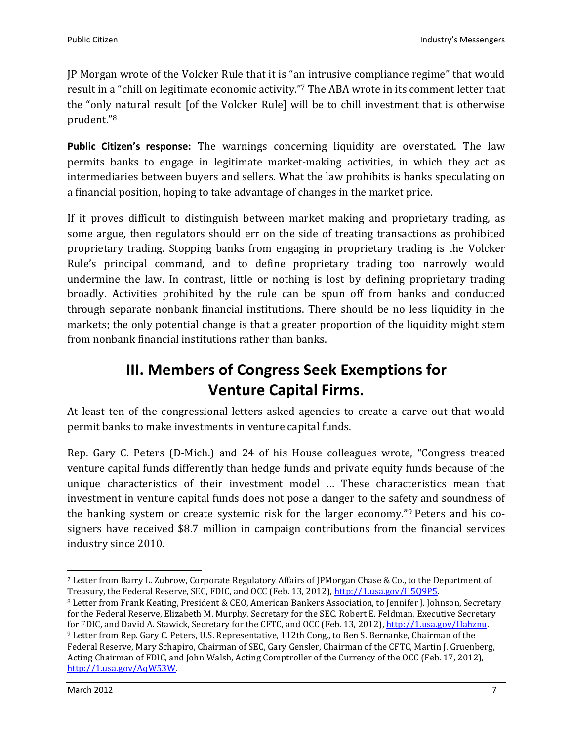JP Morgan wrote of the Volcker Rule that it is "an intrusive compliance regime" that would result in a "chill on legitimate economic activity."[7] The ABA wrote in its comment letter that the "only natural result [of the Volcker Rule] will be to chill investment that is otherwise prudent."[8]

**Public Citizen's response:** The warnings concerning liquidity are overstated. The law permits banks to engage in legitimate market-making activities, in which they act as intermediaries between buyers and sellers. What the law prohibits is banks speculating on a financial position, hoping to take advantage of changes in the market price.

If it proves difficult to distinguish between market making and proprietary trading, as some argue, then regulators should err on the side of treating transactions as prohibited proprietary trading. Stopping banks from engaging in proprietary trading is the Volcker Rule's principal command, and to define proprietary trading too narrowly would undermine the law. In contrast, little or nothing is lost by defining proprietary trading broadly. Activities prohibited by the rule can be spun off from banks and conducted through separate nonbank financial institutions. There should be no less liquidity in the markets; the only potential change is that a greater proportion of the liquidity might stem from nonbank financial institutions rather than banks.

# III. Members of Congress Seek Exemptions for Venture Capital Firms.

At least ten of the congressional letters asked agencies to create a carve-out that would permit banks to make investments in venture capital funds.

Rep. Gary C. Peters (D-Mich.) and 24 of his House colleagues wrote, "Congress treated venture capital funds differently than hedge funds and private equity funds because of the unique characteristics of their investment model … These characteristics mean that investment in venture capital funds does not pose a danger to the safety and soundness of the banking system or create systemic risk for the larger economy."[9] Peters and his co-signers have received $8.7 million in campaign contributions from the financial services industry since 2010.

---

[7] Letter from Barry L. Zubrow, Corporate Regulatory Affairs of JPMorgan Chase & Co., to the Department of Treasury, the Federal Reserve, SEC, FDIC, and OCC (Feb. 13, 2012), http://1.usa.gov/H5Q9P5.

[8] Letter from Frank Keating, President & CEO, American Bankers Association, to Jennifer J. Johnson, Secretary for the Federal Reserve, Elizabeth M. Murphy, Secretary for the SEC, Robert E. Feldman, Executive Secretary for FDIC, and David A. Stawick, Secretary for the CFTC, and OCC (Feb. 13, 2012), http://1.usa.gov/Hahznu.

[9] Letter from Rep. Gary C. Peters, U.S. Representative, 112th Cong., to Ben S. Bernanke, Chairman of the Federal Reserve, Mary Schapiro, Chairman of SEC, Gary Gensler, Chairman of the CFTC, Martin J. Gruenberg, Acting Chairman of FDIC, and John Walsh, Acting Comptroller of the Currency of the OCC (Feb. 17, 2012), http://1.usa.gov/AqW53W.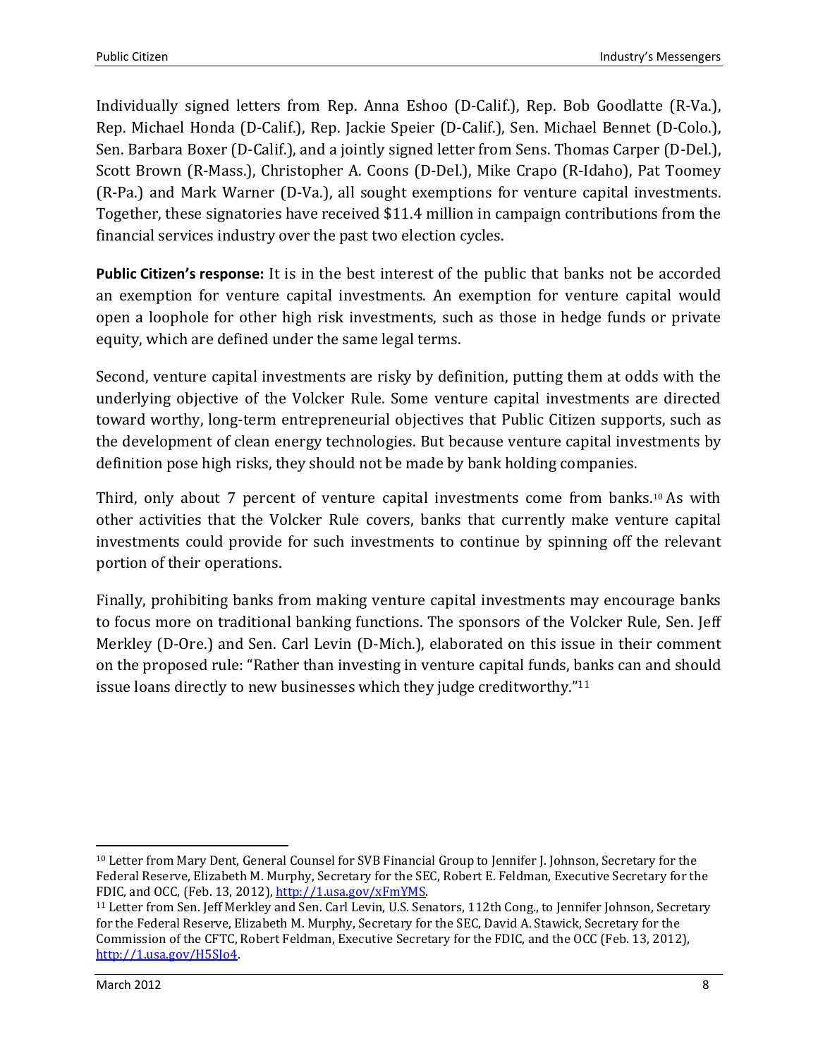Individually signed letters from Rep. Anna Eshoo (D-Calif.), Rep. Bob Goodlatte (R-Va.), Rep. Michael Honda (D-Calif.), Rep. Jackie Speier (D-Calif.), Sen. Michael Bennet (D-Colo.), Sen. Barbara Boxer (D-Calif.), and a jointly signed letter from Sens. Thomas Carper (D-Del.), Scott Brown (R-Mass.), Christopher A. Coons (D-Del.), Mike Crapo (R-Idaho), Pat Toomey (R-Pa.) and Mark Warner (D-Va.), all sought exemptions for venture capital investments. Together, these signatories have received $11.4 million in campaign contributions from the financial services industry over the past two election cycles.

**Public Citizen's response:** It is in the best interest of the public that banks not be accorded an exemption for venture capital investments. An exemption for venture capital would open a loophole for other high risk investments, such as those in hedge funds or private equity, which are defined under the same legal terms.

Second, venture capital investments are risky by definition, putting them at odds with the underlying objective of the Volcker Rule. Some venture capital investments are directed toward worthy, long-term entrepreneurial objectives that Public Citizen supports, such as the development of clean energy technologies. But because venture capital investments by definition pose high risks, they should not be made by bank holding companies.

Third, only about 7 percent of venture capital investments come from banks.[10] As with other activities that the Volcker Rule covers, banks that currently make venture capital investments could provide for such investments to continue by spinning off the relevant portion of their operations.

Finally, prohibiting banks from making venture capital investments may encourage banks to focus more on traditional banking functions. The sponsors of the Volcker Rule, Sen. Jeff Merkley (D-Ore.) and Sen. Carl Levin (D-Mich.), elaborated on this issue in their comment on the proposed rule: "Rather than investing in venture capital funds, banks can and should issue loans directly to new businesses which they judge creditworthy."[11]

---

[10] Letter from Mary Dent, General Counsel for SVB Financial Group to Jennifer J. Johnson, Secretary for the Federal Reserve, Elizabeth M. Murphy, Secretary for the SEC, Robert E. Feldman, Executive Secretary for the FDIC, and OCC, (Feb. 13, 2012), http://1.usa.gov/xFmYMS.

[11] Letter from Sen. Jeff Merkley and Sen. Carl Levin, U.S. Senators, 112th Cong., to Jennifer Johnson, Secretary for the Federal Reserve, Elizabeth M. Murphy, Secretary for the SEC, David A. Stawick, Secretary for the Commission of the CFTC, Robert Feldman, Executive Secretary for the FDIC, and the OCC (Feb. 13, 2012), http://1.usa.gov/H5SJo4.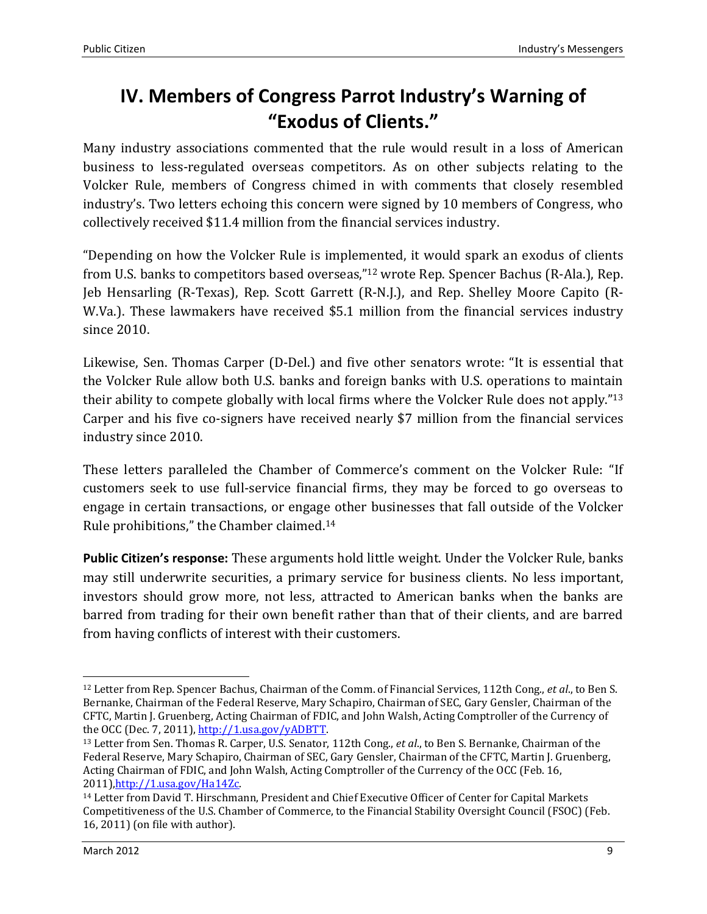# IV. Members of Congress Parrot Industry's Warning of "Exodus of Clients."

Many industry associations commented that the rule would result in a loss of American business to less-regulated overseas competitors. As on other subjects relating to the Volcker Rule, members of Congress chimed in with comments that closely resembled industry's. Two letters echoing this concern were signed by 10 members of Congress, who collectively received $11.4 million from the financial services industry.

"Depending on how the Volcker Rule is implemented, it would spark an exodus of clients from U.S. banks to competitors based overseas,"[12] wrote Rep. Spencer Bachus (R-Ala.), Rep. Jeb Hensarling (R-Texas), Rep. Scott Garrett (R-N.J.), and Rep. Shelley Moore Capito (R-W.Va.). These lawmakers have received $5.1 million from the financial services industry since 2010.

Likewise, Sen. Thomas Carper (D-Del.) and five other senators wrote: "It is essential that the Volcker Rule allow both U.S. banks and foreign banks with U.S. operations to maintain their ability to compete globally with local firms where the Volcker Rule does not apply."[13] Carper and his five co-signers have received nearly $7 million from the financial services industry since 2010.

These letters paralleled the Chamber of Commerce's comment on the Volcker Rule: "If customers seek to use full-service financial firms, they may be forced to go overseas to engage in certain transactions, or engage other businesses that fall outside of the Volcker Rule prohibitions," the Chamber claimed.[14]

**Public Citizen's response:** These arguments hold little weight. Under the Volcker Rule, banks may still underwrite securities, a primary service for business clients. No less important, investors should grow more, not less, attracted to American banks when the banks are barred from trading for their own benefit rather than that of their clients, and are barred from having conflicts of interest with their customers.

---

[12] Letter from Rep. Spencer Bachus, Chairman of the Comm. of Financial Services, 112th Cong., *et al*., to Ben S. Bernanke, Chairman of the Federal Reserve, Mary Schapiro, Chairman of SEC, Gary Gensler, Chairman of the CFTC, Martin J. Gruenberg, Acting Chairman of FDIC, and John Walsh, Acting Comptroller of the Currency of the OCC (Dec. 7, 2011), http://1.usa.gov/yADBTT.

[13] Letter from Sen. Thomas R. Carper, U.S. Senator, 112th Cong., *et al*., to Ben S. Bernanke, Chairman of the Federal Reserve, Mary Schapiro, Chairman of SEC, Gary Gensler, Chairman of the CFTC, Martin J. Gruenberg, Acting Chairman of FDIC, and John Walsh, Acting Comptroller of the Currency of the OCC (Feb. 16, 2011),http://1.usa.gov/Ha14Zc.

[14] Letter from David T. Hirschmann, President and Chief Executive Officer of Center for Capital Markets Competitiveness of the U.S. Chamber of Commerce, to the Financial Stability Oversight Council (FSOC) (Feb. 16, 2011) (on file with author).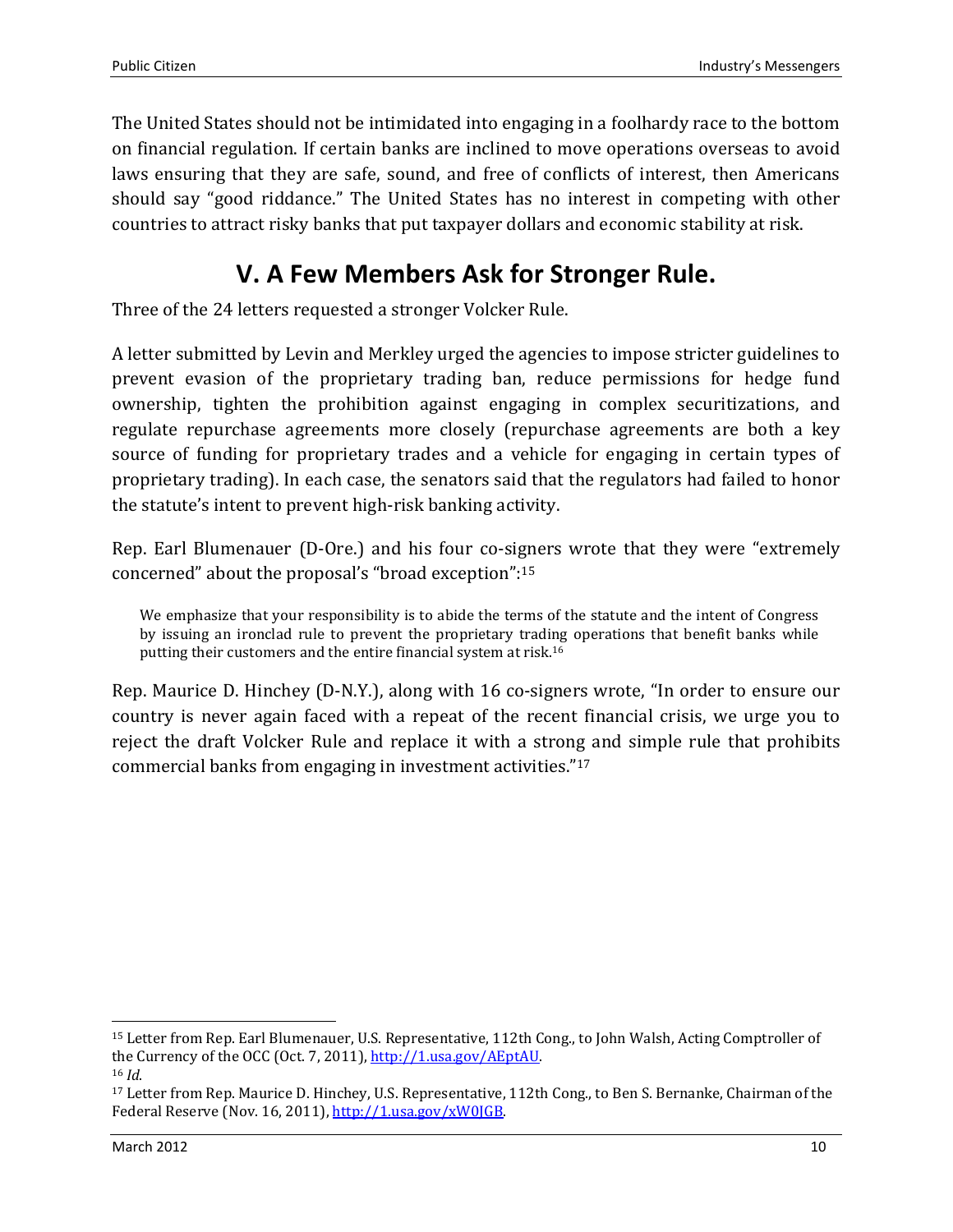The United States should not be intimidated into engaging in a foolhardy race to the bottom on financial regulation. If certain banks are inclined to move operations overseas to avoid laws ensuring that they are safe, sound, and free of conflicts of interest, then Americans should say "good riddance." The United States has no interest in competing with other countries to attract risky banks that put taxpayer dollars and economic stability at risk.

## V. A Few Members Ask for Stronger Rule.

Three of the 24 letters requested a stronger Volcker Rule.

A letter submitted by Levin and Merkley urged the agencies to impose stricter guidelines to prevent evasion of the proprietary trading ban, reduce permissions for hedge fund ownership, tighten the prohibition against engaging in complex securitizations, and regulate repurchase agreements more closely (repurchase agreements are both a key source of funding for proprietary trades and a vehicle for engaging in certain types of proprietary trading). In each case, the senators said that the regulators had failed to honor the statute's intent to prevent high-risk banking activity.

Rep. Earl Blumenauer (D-Ore.) and his four co-signers wrote that they were "extremely concerned" about the proposal's "broad exception":[15]

> We emphasize that your responsibility is to abide the terms of the statute and the intent of Congress by issuing an ironclad rule to prevent the proprietary trading operations that benefit banks while putting their customers and the entire financial system at risk.[16]

Rep. Maurice D. Hinchey (D-N.Y.), along with 16 co-signers wrote, "In order to ensure our country is never again faced with a repeat of the recent financial crisis, we urge you to reject the draft Volcker Rule and replace it with a strong and simple rule that prohibits commercial banks from engaging in investment activities."[17]

---

[15] Letter from Rep. Earl Blumenauer, U.S. Representative, 112th Cong., to John Walsh, Acting Comptroller of the Currency of the OCC (Oct. 7, 2011), http://1.usa.gov/AEptAU.

[16] *Id*.

[17] Letter from Rep. Maurice D. Hinchey, U.S. Representative, 112th Cong., to Ben S. Bernanke, Chairman of the Federal Reserve (Nov. 16, 2011), http://1.usa.gov/xW0JGB.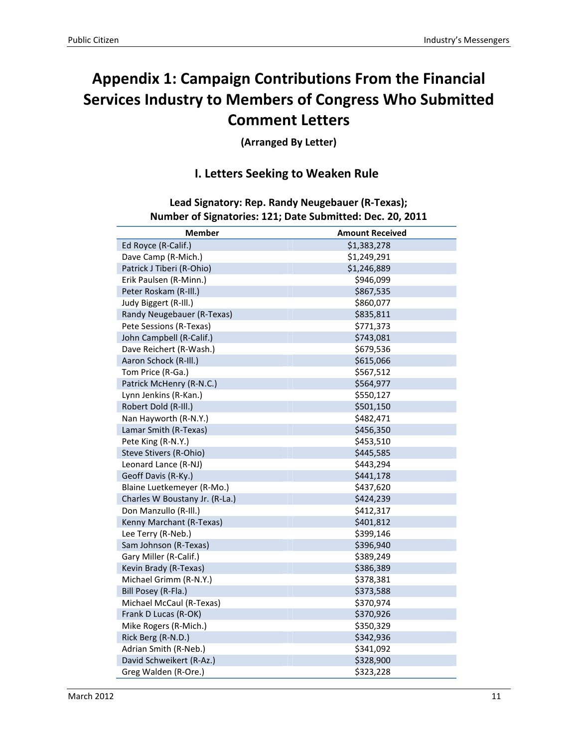# Appendix 1: Campaign Contributions From the Financial Services Industry to Members of Congress Who Submitted Comment Letters

**(Arranged By Letter)**

## I. Letters Seeking to Weaken Rule

### Lead Signatory: Rep. Randy Neugebauer (R-Texas); Number of Signatories: 121; Date Submitted: Dec. 20, 2011

| Member | Amount Received |
|---|---|
| Ed Royce (R-Calif.) | $1,383,278 |
| Dave Camp (R-Mich.) | $1,249,291 |
| Patrick J Tiberi (R-Ohio) | $1,246,889 |
| Erik Paulsen (R-Minn.) | $946,099 |
| Peter Roskam (R-Ill.) | $867,535 |
| Judy Biggert (R-Ill.) | $860,077 |
| Randy Neugebauer (R-Texas) | $835,811 |
| Pete Sessions (R-Texas) | $771,373 |
| John Campbell (R-Calif.) | $743,081 |
| Dave Reichert (R-Wash.) | $679,536 |
| Aaron Schock (R-Ill.) | $615,066 |
| Tom Price (R-Ga.) | $567,512 |
| Patrick McHenry (R-N.C.) | $564,977 |
| Lynn Jenkins (R-Kan.) | $550,127 |
| Robert Dold (R-Ill.) | $501,150 |
| Nan Hayworth (R-N.Y.) | $482,471 |
| Lamar Smith (R-Texas) | $456,350 |
| Pete King (R-N.Y.) | $453,510 |
| Steve Stivers (R-Ohio) | $445,585 |
| Leonard Lance (R-NJ) | $443,294 |
| Geoff Davis (R-Ky.) | $441,178 |
| Blaine Luetkemeyer (R-Mo.) | $437,620 |
| Charles W Boustany Jr. (R-La.) | $424,239 |
| Don Manzullo (R-Ill.) | $412,317 |
| Kenny Marchant (R-Texas) | $401,812 |
| Lee Terry (R-Neb.) | $399,146 |
| Sam Johnson (R-Texas) | $396,940 |
| Gary Miller (R-Calif.) | $389,249 |
| Kevin Brady (R-Texas) | $386,389 |
| Michael Grimm (R-N.Y.) | $378,381 |
| Bill Posey (R-Fla.) | $373,588 |
| Michael McCaul (R-Texas) | $370,974 |
| Frank D Lucas (R-OK) | $370,926 |
| Mike Rogers (R-Mich.) | $350,329 |
| Rick Berg (R-N.D.) | $342,936 |
| Adrian Smith (R-Neb.) | $341,092 |
| David Schweikert (R-Az.) | $328,900 |
| Greg Walden (R-Ore.) | $323,228 |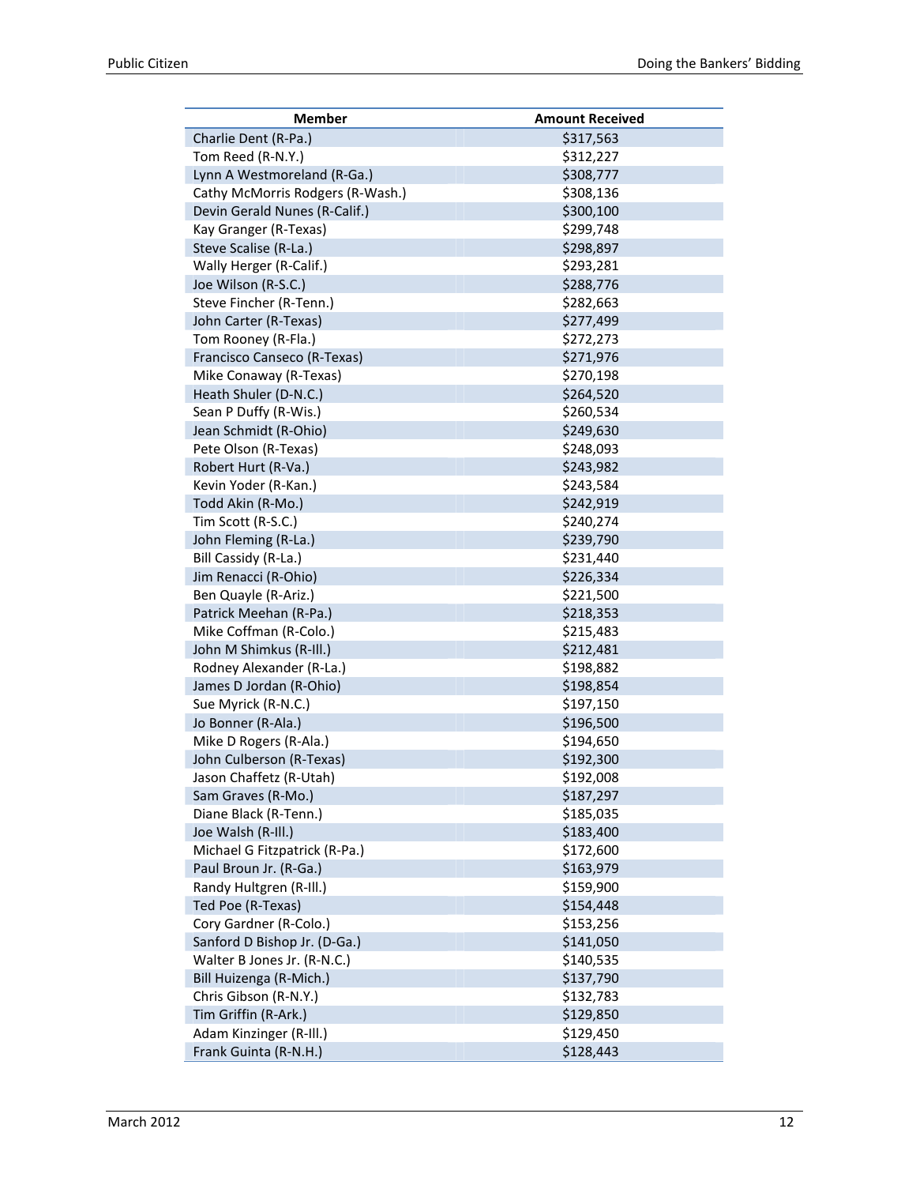| Member | Amount Received |
|---|---|
| Charlie Dent (R-Pa.) | $317,563 |
| Tom Reed (R-N.Y.) | $312,227 |
| Lynn A Westmoreland (R-Ga.) | $308,777 |
| Cathy McMorris Rodgers (R-Wash.) | $308,136 |
| Devin Gerald Nunes (R-Calif.) | $300,100 |
| Kay Granger (R-Texas) | $299,748 |
| Steve Scalise (R-La.) | $298,897 |
| Wally Herger (R-Calif.) | $293,281 |
| Joe Wilson (R-S.C.) | $288,776 |
| Steve Fincher (R-Tenn.) | $282,663 |
| John Carter (R-Texas) | $277,499 |
| Tom Rooney (R-Fla.) | $272,273 |
| Francisco Canseco (R-Texas) | $271,976 |
| Mike Conaway (R-Texas) | $270,198 |
| Heath Shuler (D-N.C.) | $264,520 |
| Sean P Duffy (R-Wis.) | $260,534 |
| Jean Schmidt (R-Ohio) | $249,630 |
| Pete Olson (R-Texas) | $248,093 |
| Robert Hurt (R-Va.) | $243,982 |
| Kevin Yoder (R-Kan.) | $243,584 |
| Todd Akin (R-Mo.) | $242,919 |
| Tim Scott (R-S.C.) | $240,274 |
| John Fleming (R-La.) | $239,790 |
| Bill Cassidy (R-La.) | $231,440 |
| Jim Renacci (R-Ohio) | $226,334 |
| Ben Quayle (R-Ariz.) | $221,500 |
| Patrick Meehan (R-Pa.) | $218,353 |
| Mike Coffman (R-Colo.) | $215,483 |
| John M Shimkus (R-Ill.) | $212,481 |
| Rodney Alexander (R-La.) | $198,882 |
| James D Jordan (R-Ohio) | $198,854 |
| Sue Myrick (R-N.C.) | $197,150 |
| Jo Bonner (R-Ala.) | $196,500 |
| Mike D Rogers (R-Ala.) | $194,650 |
| John Culberson (R-Texas) | $192,300 |
| Jason Chaffetz (R-Utah) | $192,008 |
| Sam Graves (R-Mo.) | $187,297 |
| Diane Black (R-Tenn.) | $185,035 |
| Joe Walsh (R-Ill.) | $183,400 |
| Michael G Fitzpatrick (R-Pa.) | $172,600 |
| Paul Broun Jr. (R-Ga.) | $163,979 |
| Randy Hultgren (R-Ill.) | $159,900 |
| Ted Poe (R-Texas) | $154,448 |
| Cory Gardner (R-Colo.) | $153,256 |
| Sanford D Bishop Jr. (D-Ga.) | $141,050 |
| Walter B Jones Jr. (R-N.C.) | $140,535 |
| Bill Huizenga (R-Mich.) | $137,790 |
| Chris Gibson (R-N.Y.) | $132,783 |
| Tim Griffin (R-Ark.) | $129,850 |
| Adam Kinzinger (R-Ill.) | $129,450 |
| Frank Guinta (R-N.H.) | $128,443 |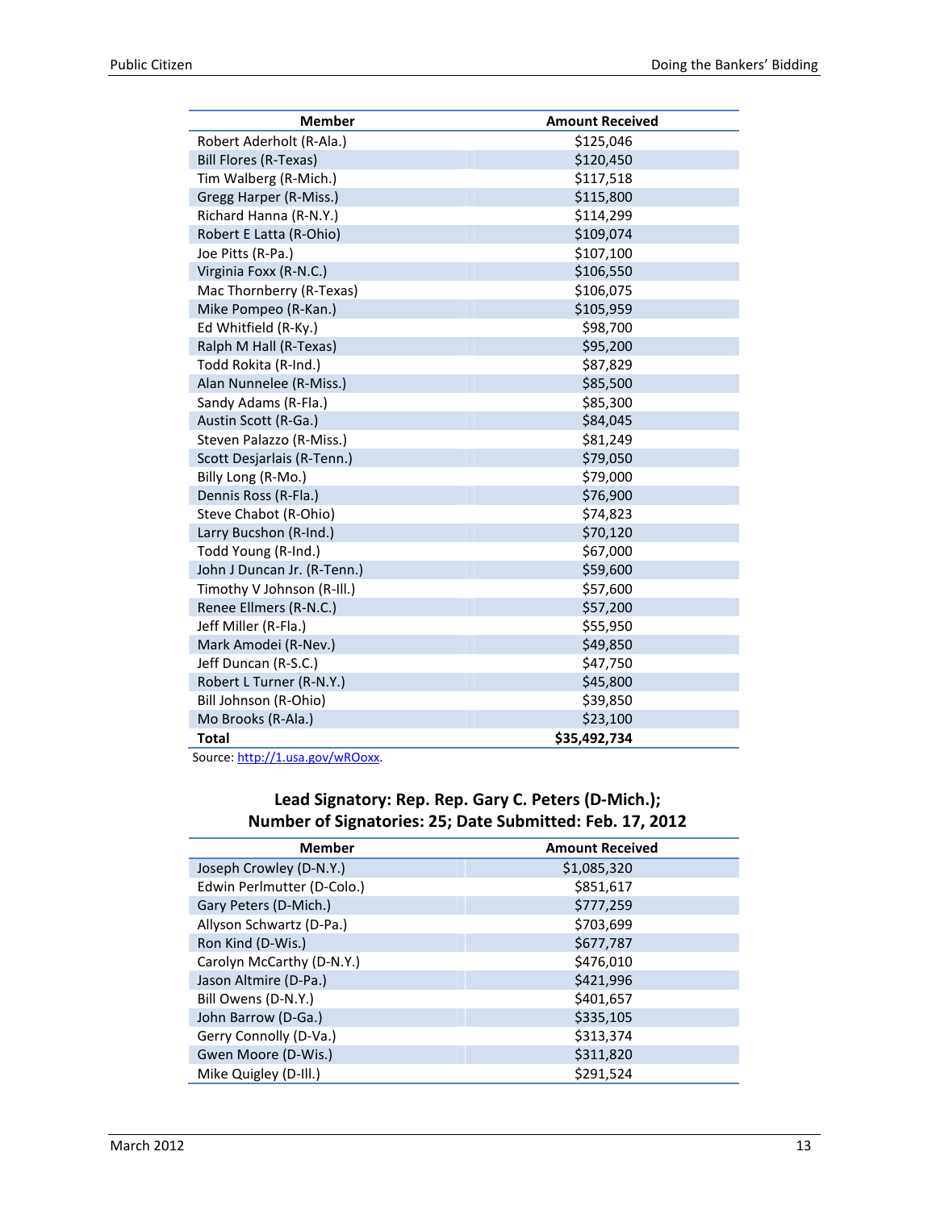| Member | Amount Received |
|---|---|
| Robert Aderholt (R-Ala.) | $125,046 |
| Bill Flores (R-Texas) | $120,450 |
| Tim Walberg (R-Mich.) | $117,518 |
| Gregg Harper (R-Miss.) | $115,800 |
| Richard Hanna (R-N.Y.) | $114,299 |
| Robert E Latta (R-Ohio) | $109,074 |
| Joe Pitts (R-Pa.) | $107,100 |
| Virginia Foxx (R-N.C.) | $106,550 |
| Mac Thornberry (R-Texas) | $106,075 |
| Mike Pompeo (R-Kan.) | $105,959 |
| Ed Whitfield (R-Ky.) | $98,700 |
| Ralph M Hall (R-Texas) | $95,200 |
| Todd Rokita (R-Ind.) | $87,829 |
| Alan Nunnelee (R-Miss.) | $85,500 |
| Sandy Adams (R-Fla.) | $85,300 |
| Austin Scott (R-Ga.) | $84,045 |
| Steven Palazzo (R-Miss.) | $81,249 |
| Scott Desjarlais (R-Tenn.) | $79,050 |
| Billy Long (R-Mo.) | $79,000 |
| Dennis Ross (R-Fla.) | $76,900 |
| Steve Chabot (R-Ohio) | $74,823 |
| Larry Bucshon (R-Ind.) | $70,120 |
| Todd Young (R-Ind.) | $67,000 |
| John J Duncan Jr. (R-Tenn.) | $59,600 |
| Timothy V Johnson (R-Ill.) | $57,600 |
| Renee Ellmers (R-N.C.) | $57,200 |
| Jeff Miller (R-Fla.) | $55,950 |
| Mark Amodei (R-Nev.) | $49,850 |
| Jeff Duncan (R-S.C.) | $47,750 |
| Robert L Turner (R-N.Y.) | $45,800 |
| Bill Johnson (R-Ohio) | $39,850 |
| Mo Brooks (R-Ala.) | $23,100 |
| **Total** | **$35,492,734** |

Source: http://1.usa.gov/wROoxx.

### Lead Signatory: Rep. Rep. Gary C. Peters (D-Mich.); Number of Signatories: 25; Date Submitted: Feb. 17, 2012

| Member | Amount Received |
|---|---|
| Joseph Crowley (D-N.Y.) | $1,085,320 |
| Edwin Perlmutter (D-Colo.) | $851,617 |
| Gary Peters (D-Mich.) | $777,259 |
| Allyson Schwartz (D-Pa.) | $703,699 |
| Ron Kind (D-Wis.) | $677,787 |
| Carolyn McCarthy (D-N.Y.) | $476,010 |
| Jason Altmire (D-Pa.) | $421,996 |
| Bill Owens (D-N.Y.) | $401,657 |
| John Barrow (D-Ga.) | $335,105 |
| Gerry Connolly (D-Va.) | $313,374 |
| Gwen Moore (D-Wis.) | $311,820 |
| Mike Quigley (D-Ill.) | $291,524 |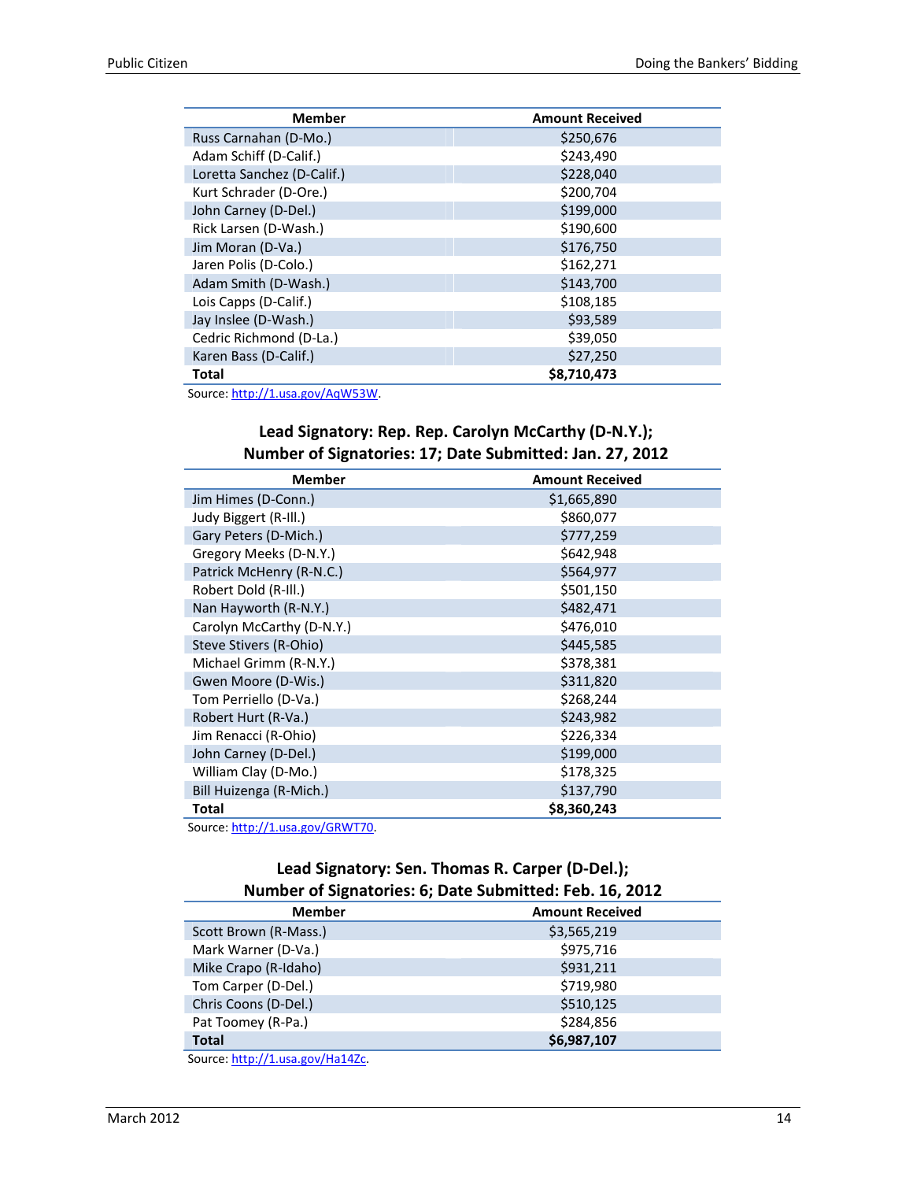| Member | Amount Received |
|---|---|
| Russ Carnahan (D-Mo.) | $250,676 |
| Adam Schiff (D-Calif.) | $243,490 |
| Loretta Sanchez (D-Calif.) | $228,040 |
| Kurt Schrader (D-Ore.) | $200,704 |
| John Carney (D-Del.) | $199,000 |
| Rick Larsen (D-Wash.) | $190,600 |
| Jim Moran (D-Va.) | $176,750 |
| Jaren Polis (D-Colo.) | $162,271 |
| Adam Smith (D-Wash.) | $143,700 |
| Lois Capps (D-Calif.) | $108,185 |
| Jay Inslee (D-Wash.) | $93,589 |
| Cedric Richmond (D-La.) | $39,050 |
| Karen Bass (D-Calif.) | $27,250 |
| **Total** | **$8,710,473** |

Source: http://1.usa.gov/AqW53W.

### Lead Signatory: Rep. Rep. Carolyn McCarthy (D-N.Y.); Number of Signatories: 17; Date Submitted: Jan. 27, 2012

| Member | Amount Received |
|---|---|
| Jim Himes (D-Conn.) | $1,665,890 |
| Judy Biggert (R-Ill.) | $860,077 |
| Gary Peters (D-Mich.) | $777,259 |
| Gregory Meeks (D-N.Y.) | $642,948 |
| Patrick McHenry (R-N.C.) | $564,977 |
| Robert Dold (R-Ill.) | $501,150 |
| Nan Hayworth (R-N.Y.) | $482,471 |
| Carolyn McCarthy (D-N.Y.) | $476,010 |
| Steve Stivers (R-Ohio) | $445,585 |
| Michael Grimm (R-N.Y.) | $378,381 |
| Gwen Moore (D-Wis.) | $311,820 |
| Tom Perriello (D-Va.) | $268,244 |
| Robert Hurt (R-Va.) | $243,982 |
| Jim Renacci (R-Ohio) | $226,334 |
| John Carney (D-Del.) | $199,000 |
| William Clay (D-Mo.) | $178,325 |
| Bill Huizenga (R-Mich.) | $137,790 |
| **Total** | **$8,360,243** |

Source: http://1.usa.gov/GRWT70.

### Lead Signatory: Sen. Thomas R. Carper (D-Del.); Number of Signatories: 6; Date Submitted: Feb. 16, 2012

| Member | Amount Received |
|---|---|
| Scott Brown (R-Mass.) | $3,565,219 |
| Mark Warner (D-Va.) | $975,716 |
| Mike Crapo (R-Idaho) | $931,211 |
| Tom Carper (D-Del.) | $719,980 |
| Chris Coons (D-Del.) | $510,125 |
| Pat Toomey (R-Pa.) | $284,856 |
| **Total** | **$6,987,107** |

Source: http://1.usa.gov/Ha14Zc.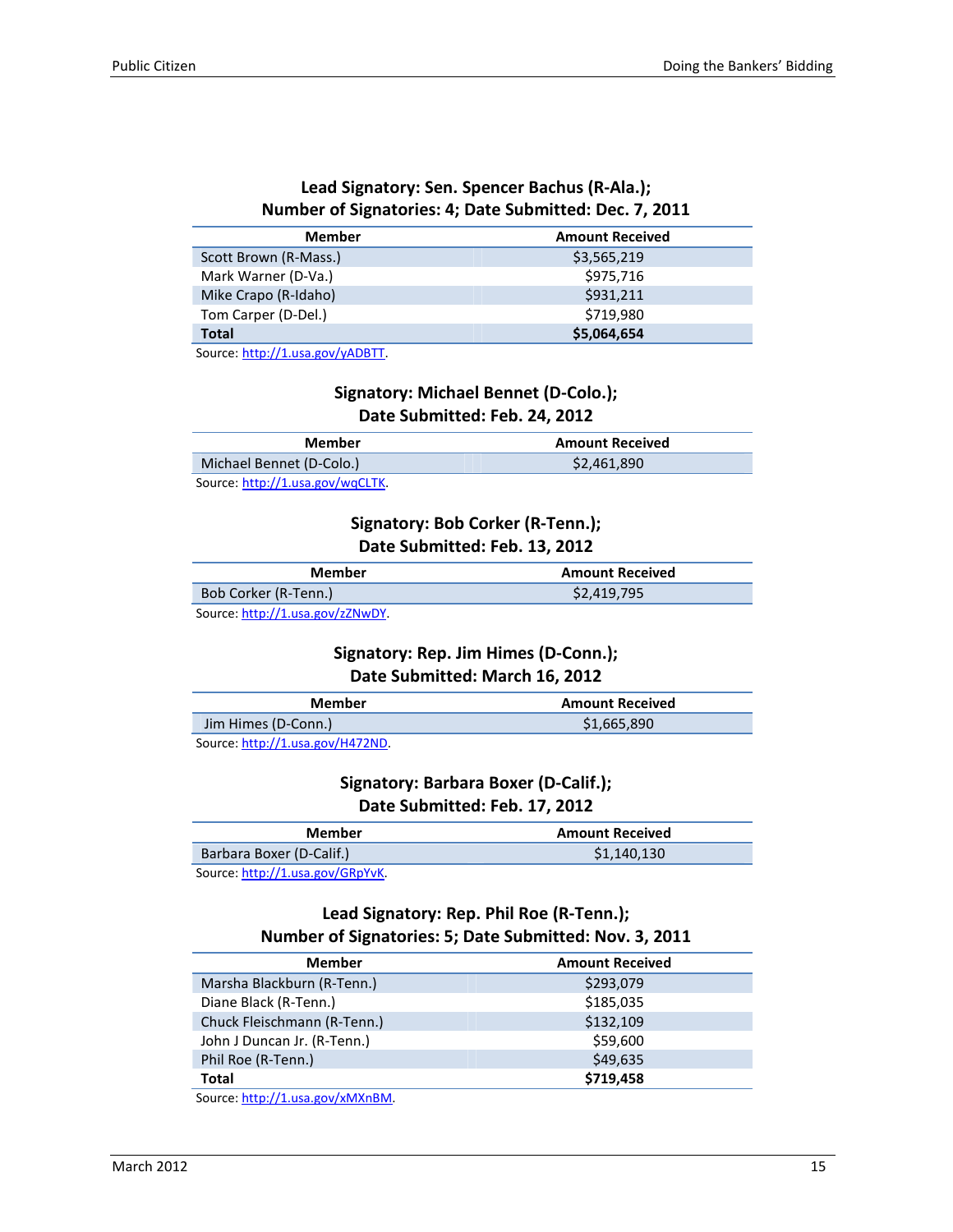**Lead Signatory: Sen. Spencer Bachus (R-Ala.); Number of Signatories: 4; Date Submitted: Dec. 7, 2011**

| Member | Amount Received |
|---|---|
| Scott Brown (R-Mass.) | $3,565,219 |
| Mark Warner (D-Va.) | $975,716 |
| Mike Crapo (R-Idaho) | $931,211 |
| Tom Carper (D-Del.) | $719,980 |
| **Total** | **$5,064,654** |

Source: http://1.usa.gov/yADBTT.

**Signatory: Michael Bennet (D-Colo.); Date Submitted: Feb. 24, 2012**

| Member | Amount Received |
|---|---|
| Michael Bennet (D-Colo.) | $2,461,890 |

Source: http://1.usa.gov/wqCLTK.

**Signatory: Bob Corker (R-Tenn.); Date Submitted: Feb. 13, 2012**

| Member | Amount Received |
|---|---|
| Bob Corker (R-Tenn.) | $2,419,795 |

Source: http://1.usa.gov/zZNwDY.

**Signatory: Rep. Jim Himes (D-Conn.); Date Submitted: March 16, 2012**

| Member | Amount Received |
|---|---|
| Jim Himes (D-Conn.) | $1,665,890 |

Source: http://1.usa.gov/H472ND.

**Signatory: Barbara Boxer (D-Calif.); Date Submitted: Feb. 17, 2012**

| Member | Amount Received |
|---|---|
| Barbara Boxer (D-Calif.) | $1,140,130 |

Source: http://1.usa.gov/GRpYvK.

**Lead Signatory: Rep. Phil Roe (R-Tenn.); Number of Signatories: 5; Date Submitted: Nov. 3, 2011**

| Member | Amount Received |
|---|---|
| Marsha Blackburn (R-Tenn.) | $293,079 |
| Diane Black (R-Tenn.) | $185,035 |
| Chuck Fleischmann (R-Tenn.) | $132,109 |
| John J Duncan Jr. (R-Tenn.) | $59,600 |
| Phil Roe (R-Tenn.) | $49,635 |
| **Total** | **$719,458** |

Source: http://1.usa.gov/xMXnBM.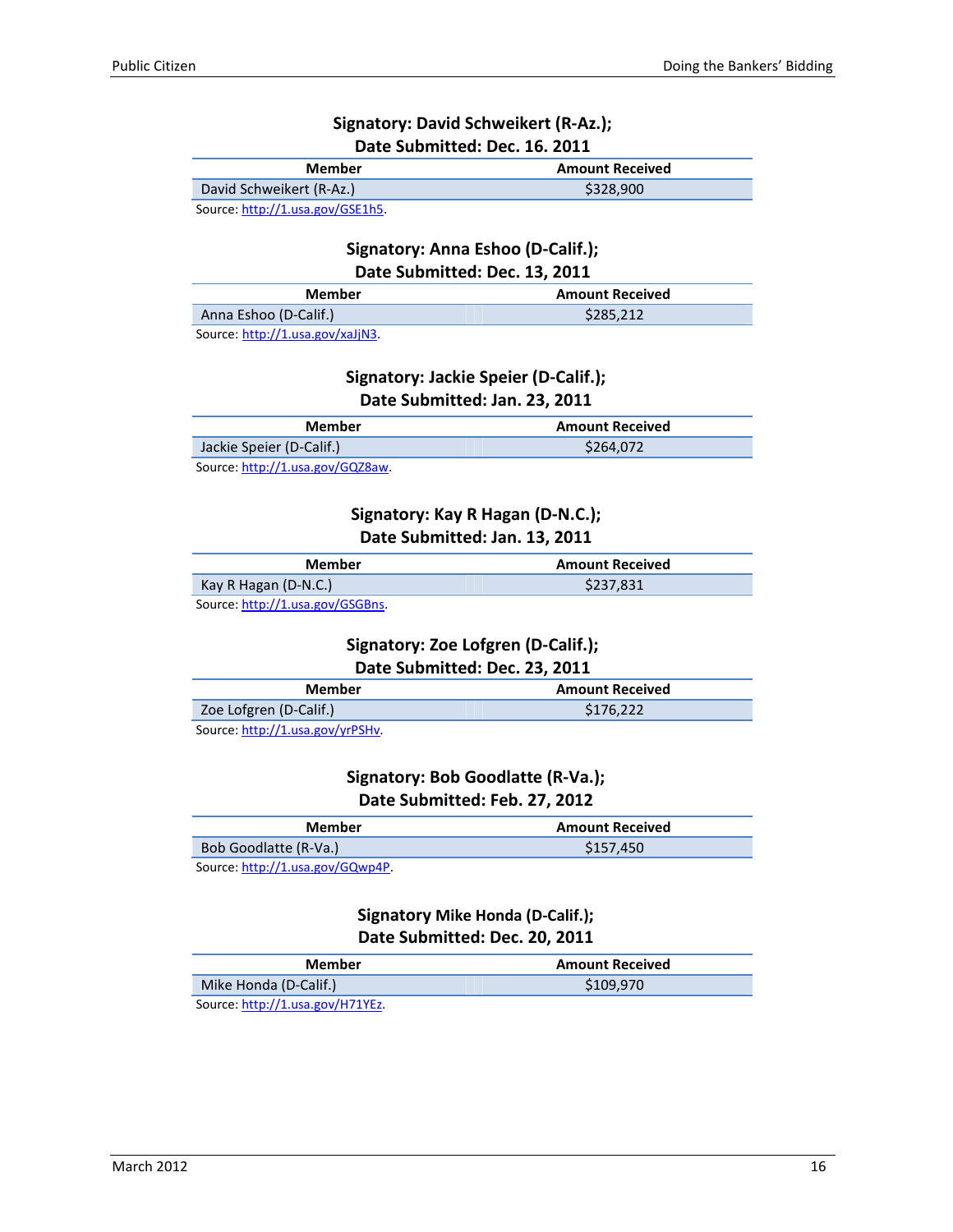### Signatory: David Schweikert (R-Az.); Date Submitted: Dec. 16. 2011

| Member | Amount Received |
|---|---|
| David Schweikert (R-Az.) | $328,900 |

Source: http://1.usa.gov/GSE1h5.

### Signatory: Anna Eshoo (D-Calif.); Date Submitted: Dec. 13, 2011

| Member | Amount Received |
|---|---|
| Anna Eshoo (D-Calif.) | $285,212 |

Source: http://1.usa.gov/xaJjN3.

### Signatory: Jackie Speier (D-Calif.); Date Submitted: Jan. 23, 2011

| Member | Amount Received |
|---|---|
| Jackie Speier (D-Calif.) | $264,072 |

Source: http://1.usa.gov/GQZ8aw.

### Signatory: Kay R Hagan (D-N.C.); Date Submitted: Jan. 13, 2011

| Member | Amount Received |
|---|---|
| Kay R Hagan (D-N.C.) | $237,831 |

Source: http://1.usa.gov/GSGBns.

### Signatory: Zoe Lofgren (D-Calif.); Date Submitted: Dec. 23, 2011

| Member | Amount Received |
|---|---|
| Zoe Lofgren (D-Calif.) | $176,222 |

Source: http://1.usa.gov/yrPSHv.

### Signatory: Bob Goodlatte (R-Va.); Date Submitted: Feb. 27, 2012

| Member | Amount Received |
|---|---|
| Bob Goodlatte (R-Va.) | $157,450 |

Source: http://1.usa.gov/GQwp4P.

### Signatory Mike Honda (D-Calif.); Date Submitted: Dec. 20, 2011

| Member | Amount Received |
|---|---|
| Mike Honda (D-Calif.) | $109,970 |

Source: http://1.usa.gov/H71YEz.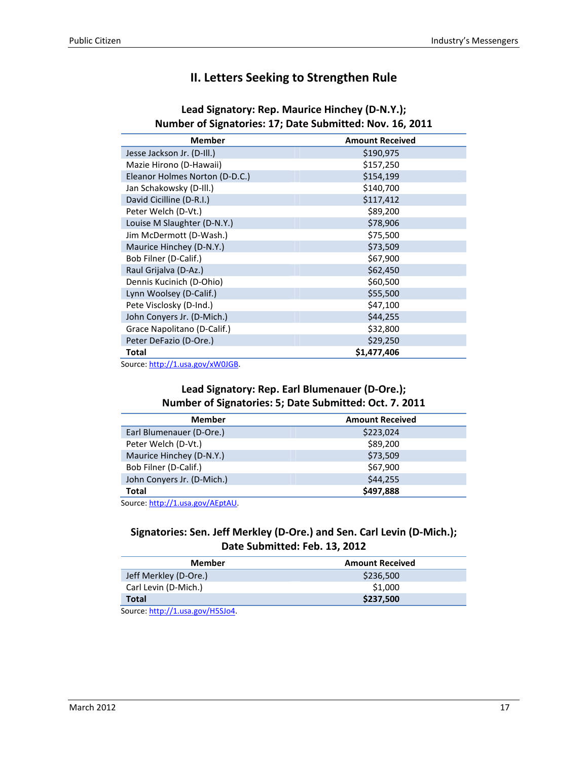## II. Letters Seeking to Strengthen Rule

### Lead Signatory: Rep. Maurice Hinchey (D-N.Y.); Number of Signatories: 17; Date Submitted: Nov. 16, 2011

| Member | Amount Received |
|---|---|
| Jesse Jackson Jr. (D-Ill.) | $190,975 |
| Mazie Hirono (D-Hawaii) | $157,250 |
| Eleanor Holmes Norton (D-D.C.) | $154,199 |
| Jan Schakowsky (D-Ill.) | $140,700 |
| David Cicilline (D-R.I.) | $117,412 |
| Peter Welch (D-Vt.) | $89,200 |
| Louise M Slaughter (D-N.Y.) | $78,906 |
| Jim McDermott (D-Wash.) | $75,500 |
| Maurice Hinchey (D-N.Y.) | $73,509 |
| Bob Filner (D-Calif.) | $67,900 |
| Raul Grijalva (D-Az.) | $62,450 |
| Dennis Kucinich (D-Ohio) | $60,500 |
| Lynn Woolsey (D-Calif.) | $55,500 |
| Pete Visclosky (D-Ind.) | $47,100 |
| John Conyers Jr. (D-Mich.) | $44,255 |
| Grace Napolitano (D-Calif.) | $32,800 |
| Peter DeFazio (D-Ore.) | $29,250 |
| **Total** | **$1,477,406** |

Source: http://1.usa.gov/xW0JGB.

### Lead Signatory: Rep. Earl Blumenauer (D-Ore.); Number of Signatories: 5; Date Submitted: Oct. 7. 2011

| Member | Amount Received |
|---|---|
| Earl Blumenauer (D-Ore.) | $223,024 |
| Peter Welch (D-Vt.) | $89,200 |
| Maurice Hinchey (D-N.Y.) | $73,509 |
| Bob Filner (D-Calif.) | $67,900 |
| John Conyers Jr. (D-Mich.) | $44,255 |
| **Total** | **$497,888** |

Source: http://1.usa.gov/AEptAU.

### Signatories: Sen. Jeff Merkley (D-Ore.) and Sen. Carl Levin (D-Mich.); Date Submitted: Feb. 13, 2012

| Member | Amount Received |
|---|---|
| Jeff Merkley (D-Ore.) | $236,500 |
| Carl Levin (D-Mich.) | $1,000 |
| **Total** | **$237,500** |

Source: http://1.usa.gov/H5SJo4.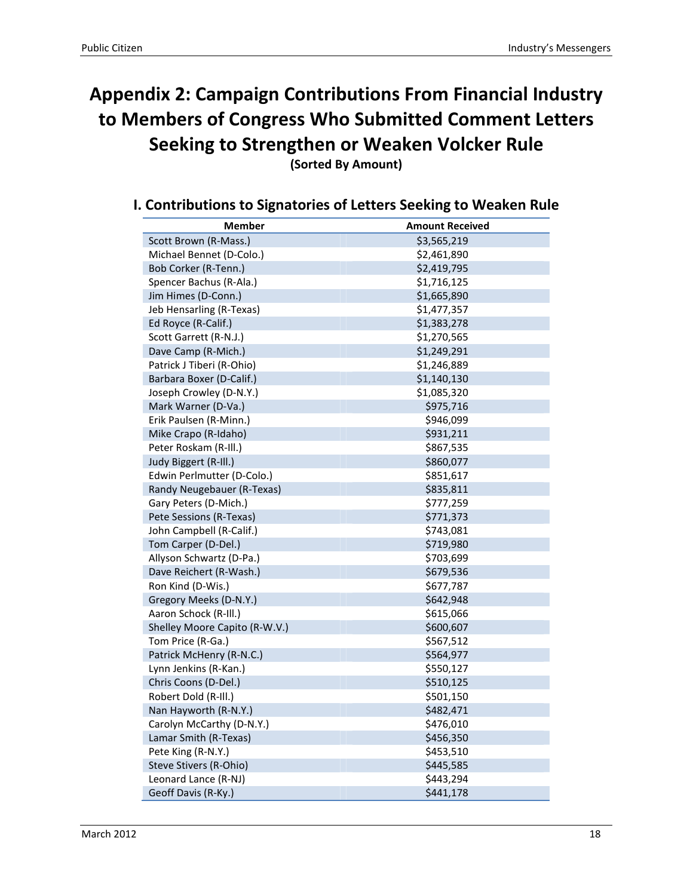# Appendix 2: Campaign Contributions From Financial Industry to Members of Congress Who Submitted Comment Letters Seeking to Strengthen or Weaken Volcker Rule

**(Sorted By Amount)**

## I. Contributions to Signatories of Letters Seeking to Weaken Rule

| Member | Amount Received |
|---|---|
| Scott Brown (R-Mass.) | $3,565,219 |
| Michael Bennet (D-Colo.) | $2,461,890 |
| Bob Corker (R-Tenn.) | $2,419,795 |
| Spencer Bachus (R-Ala.) | $1,716,125 |
| Jim Himes (D-Conn.) | $1,665,890 |
| Jeb Hensarling (R-Texas) | $1,477,357 |
| Ed Royce (R-Calif.) | $1,383,278 |
| Scott Garrett (R-N.J.) | $1,270,565 |
| Dave Camp (R-Mich.) | $1,249,291 |
| Patrick J Tiberi (R-Ohio) | $1,246,889 |
| Barbara Boxer (D-Calif.) | $1,140,130 |
| Joseph Crowley (D-N.Y.) | $1,085,320 |
| Mark Warner (D-Va.) | $975,716 |
| Erik Paulsen (R-Minn.) | $946,099 |
| Mike Crapo (R-Idaho) | $931,211 |
| Peter Roskam (R-Ill.) | $867,535 |
| Judy Biggert (R-Ill.) | $860,077 |
| Edwin Perlmutter (D-Colo.) | $851,617 |
| Randy Neugebauer (R-Texas) | $835,811 |
| Gary Peters (D-Mich.) | $777,259 |
| Pete Sessions (R-Texas) | $771,373 |
| John Campbell (R-Calif.) | $743,081 |
| Tom Carper (D-Del.) | $719,980 |
| Allyson Schwartz (D-Pa.) | $703,699 |
| Dave Reichert (R-Wash.) | $679,536 |
| Ron Kind (D-Wis.) | $677,787 |
| Gregory Meeks (D-N.Y.) | $642,948 |
| Aaron Schock (R-Ill.) | $615,066 |
| Shelley Moore Capito (R-W.V.) | $600,607 |
| Tom Price (R-Ga.) | $567,512 |
| Patrick McHenry (R-N.C.) | $564,977 |
| Lynn Jenkins (R-Kan.) | $550,127 |
| Chris Coons (D-Del.) | $510,125 |
| Robert Dold (R-Ill.) | $501,150 |
| Nan Hayworth (R-N.Y.) | $482,471 |
| Carolyn McCarthy (D-N.Y.) | $476,010 |
| Lamar Smith (R-Texas) | $456,350 |
| Pete King (R-N.Y.) | $453,510 |
| Steve Stivers (R-Ohio) | $445,585 |
| Leonard Lance (R-NJ) | $443,294 |
| Geoff Davis (R-Ky.) | $441,178 |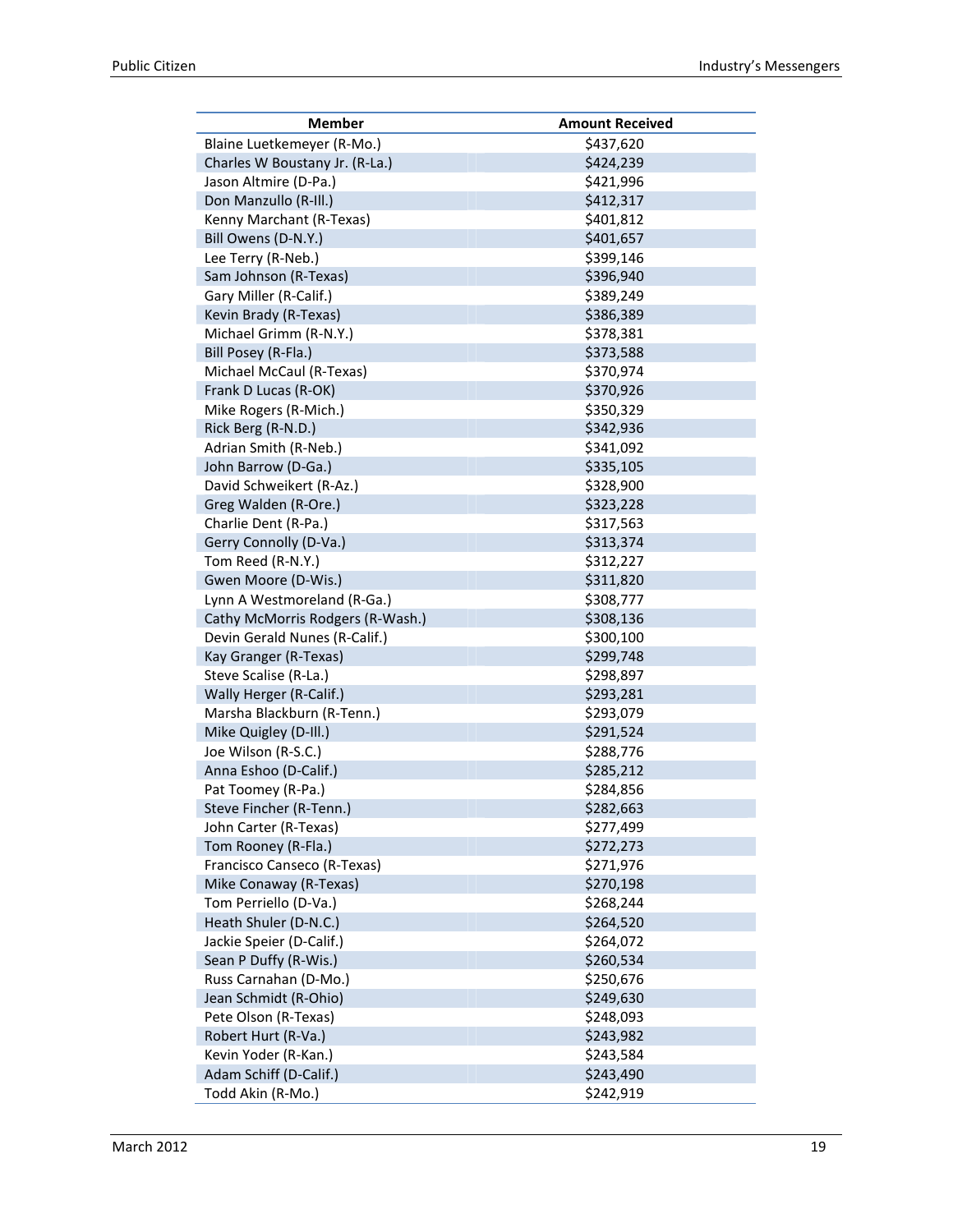| Member | Amount Received |
|---|---|
| Blaine Luetkemeyer (R-Mo.) | $437,620 |
| Charles W Boustany Jr. (R-La.) | $424,239 |
| Jason Altmire (D-Pa.) | $421,996 |
| Don Manzullo (R-Ill.) | $412,317 |
| Kenny Marchant (R-Texas) | $401,812 |
| Bill Owens (D-N.Y.) | $401,657 |
| Lee Terry (R-Neb.) | $399,146 |
| Sam Johnson (R-Texas) | $396,940 |
| Gary Miller (R-Calif.) | $389,249 |
| Kevin Brady (R-Texas) | $386,389 |
| Michael Grimm (R-N.Y.) | $378,381 |
| Bill Posey (R-Fla.) | $373,588 |
| Michael McCaul (R-Texas) | $370,974 |
| Frank D Lucas (R-OK) | $370,926 |
| Mike Rogers (R-Mich.) | $350,329 |
| Rick Berg (R-N.D.) | $342,936 |
| Adrian Smith (R-Neb.) | $341,092 |
| John Barrow (D-Ga.) | $335,105 |
| David Schweikert (R-Az.) | $328,900 |
| Greg Walden (R-Ore.) | $323,228 |
| Charlie Dent (R-Pa.) | $317,563 |
| Gerry Connolly (D-Va.) | $313,374 |
| Tom Reed (R-N.Y.) | $312,227 |
| Gwen Moore (D-Wis.) | $311,820 |
| Lynn A Westmoreland (R-Ga.) | $308,777 |
| Cathy McMorris Rodgers (R-Wash.) | $308,136 |
| Devin Gerald Nunes (R-Calif.) | $300,100 |
| Kay Granger (R-Texas) | $299,748 |
| Steve Scalise (R-La.) | $298,897 |
| Wally Herger (R-Calif.) | $293,281 |
| Marsha Blackburn (R-Tenn.) | $293,079 |
| Mike Quigley (D-Ill.) | $291,524 |
| Joe Wilson (R-S.C.) | $288,776 |
| Anna Eshoo (D-Calif.) | $285,212 |
| Pat Toomey (R-Pa.) | $284,856 |
| Steve Fincher (R-Tenn.) | $282,663 |
| John Carter (R-Texas) | $277,499 |
| Tom Rooney (R-Fla.) | $272,273 |
| Francisco Canseco (R-Texas) | $271,976 |
| Mike Conaway (R-Texas) | $270,198 |
| Tom Perriello (D-Va.) | $268,244 |
| Heath Shuler (D-N.C.) | $264,520 |
| Jackie Speier (D-Calif.) | $264,072 |
| Sean P Duffy (R-Wis.) | $260,534 |
| Russ Carnahan (D-Mo.) | $250,676 |
| Jean Schmidt (R-Ohio) | $249,630 |
| Pete Olson (R-Texas) | $248,093 |
| Robert Hurt (R-Va.) | $243,982 |
| Kevin Yoder (R-Kan.) | $243,584 |
| Adam Schiff (D-Calif.) | $243,490 |
| Todd Akin (R-Mo.) | $242,919 |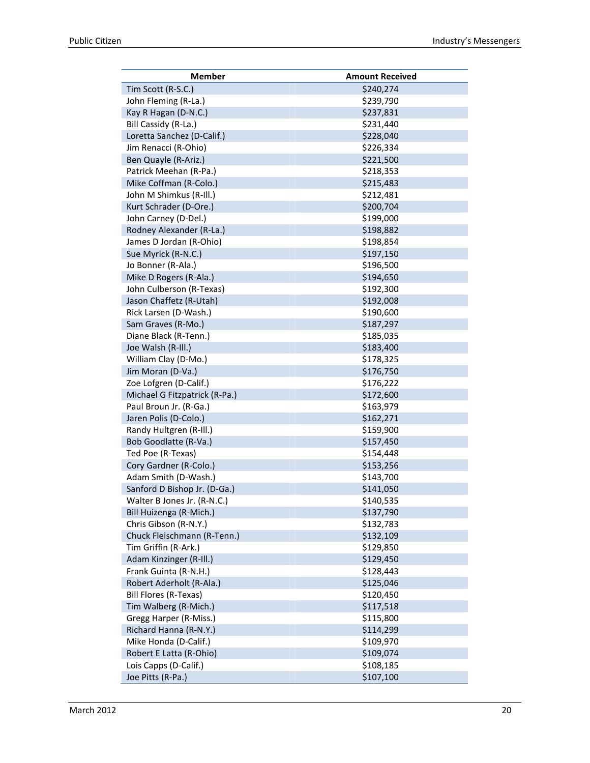| Member | Amount Received |
| --- | --- |
| Tim Scott (R-S.C.) | $240,274 |
| John Fleming (R-La.) | $239,790 |
| Kay R Hagan (D-N.C.) | $237,831 |
| Bill Cassidy (R-La.) | $231,440 |
| Loretta Sanchez (D-Calif.) | $228,040 |
| Jim Renacci (R-Ohio) | $226,334 |
| Ben Quayle (R-Ariz.) | $221,500 |
| Patrick Meehan (R-Pa.) | $218,353 |
| Mike Coffman (R-Colo.) | $215,483 |
| John M Shimkus (R-Ill.) | $212,481 |
| Kurt Schrader (D-Ore.) | $200,704 |
| John Carney (D-Del.) | $199,000 |
| Rodney Alexander (R-La.) | $198,882 |
| James D Jordan (R-Ohio) | $198,854 |
| Sue Myrick (R-N.C.) | $197,150 |
| Jo Bonner (R-Ala.) | $196,500 |
| Mike D Rogers (R-Ala.) | $194,650 |
| John Culberson (R-Texas) | $192,300 |
| Jason Chaffetz (R-Utah) | $192,008 |
| Rick Larsen (D-Wash.) | $190,600 |
| Sam Graves (R-Mo.) | $187,297 |
| Diane Black (R-Tenn.) | $185,035 |
| Joe Walsh (R-Ill.) | $183,400 |
| William Clay (D-Mo.) | $178,325 |
| Jim Moran (D-Va.) | $176,750 |
| Zoe Lofgren (D-Calif.) | $176,222 |
| Michael G Fitzpatrick (R-Pa.) | $172,600 |
| Paul Broun Jr. (R-Ga.) | $163,979 |
| Jaren Polis (D-Colo.) | $162,271 |
| Randy Hultgren (R-Ill.) | $159,900 |
| Bob Goodlatte (R-Va.) | $157,450 |
| Ted Poe (R-Texas) | $154,448 |
| Cory Gardner (R-Colo.) | $153,256 |
| Adam Smith (D-Wash.) | $143,700 |
| Sanford D Bishop Jr. (D-Ga.) | $141,050 |
| Walter B Jones Jr. (R-N.C.) | $140,535 |
| Bill Huizenga (R-Mich.) | $137,790 |
| Chris Gibson (R-N.Y.) | $132,783 |
| Chuck Fleischmann (R-Tenn.) | $132,109 |
| Tim Griffin (R-Ark.) | $129,850 |
| Adam Kinzinger (R-Ill.) | $129,450 |
| Frank Guinta (R-N.H.) | $128,443 |
| Robert Aderholt (R-Ala.) | $125,046 |
| Bill Flores (R-Texas) | $120,450 |
| Tim Walberg (R-Mich.) | $117,518 |
| Gregg Harper (R-Miss.) | $115,800 |
| Richard Hanna (R-N.Y.) | $114,299 |
| Mike Honda (D-Calif.) | $109,970 |
| Robert E Latta (R-Ohio) | $109,074 |
| Lois Capps (D-Calif.) | $108,185 |
| Joe Pitts (R-Pa.) | $107,100 |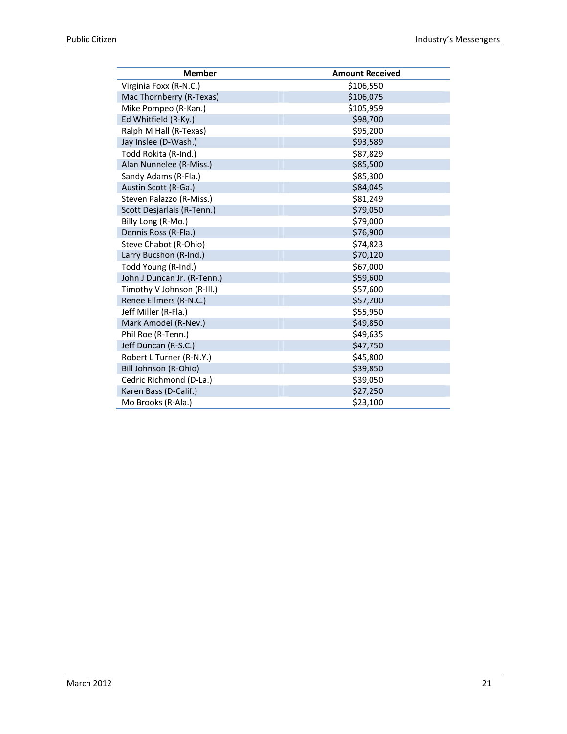| Member | Amount Received |
|---|---|
| Virginia Foxx (R-N.C.) | $106,550 |
| Mac Thornberry (R-Texas) | $106,075 |
| Mike Pompeo (R-Kan.) | $105,959 |
| Ed Whitfield (R-Ky.) | $98,700 |
| Ralph M Hall (R-Texas) | $95,200 |
| Jay Inslee (D-Wash.) | $93,589 |
| Todd Rokita (R-Ind.) | $87,829 |
| Alan Nunnelee (R-Miss.) | $85,500 |
| Sandy Adams (R-Fla.) | $85,300 |
| Austin Scott (R-Ga.) | $84,045 |
| Steven Palazzo (R-Miss.) | $81,249 |
| Scott Desjarlais (R-Tenn.) | $79,050 |
| Billy Long (R-Mo.) | $79,000 |
| Dennis Ross (R-Fla.) | $76,900 |
| Steve Chabot (R-Ohio) | $74,823 |
| Larry Bucshon (R-Ind.) | $70,120 |
| Todd Young (R-Ind.) | $67,000 |
| John J Duncan Jr. (R-Tenn.) | $59,600 |
| Timothy V Johnson (R-Ill.) | $57,600 |
| Renee Ellmers (R-N.C.) | $57,200 |
| Jeff Miller (R-Fla.) | $55,950 |
| Mark Amodei (R-Nev.) | $49,850 |
| Phil Roe (R-Tenn.) | $49,635 |
| Jeff Duncan (R-S.C.) | $47,750 |
| Robert L Turner (R-N.Y.) | $45,800 |
| Bill Johnson (R-Ohio) | $39,850 |
| Cedric Richmond (D-La.) | $39,050 |
| Karen Bass (D-Calif.) | $27,250 |
| Mo Brooks (R-Ala.) | $23,100 |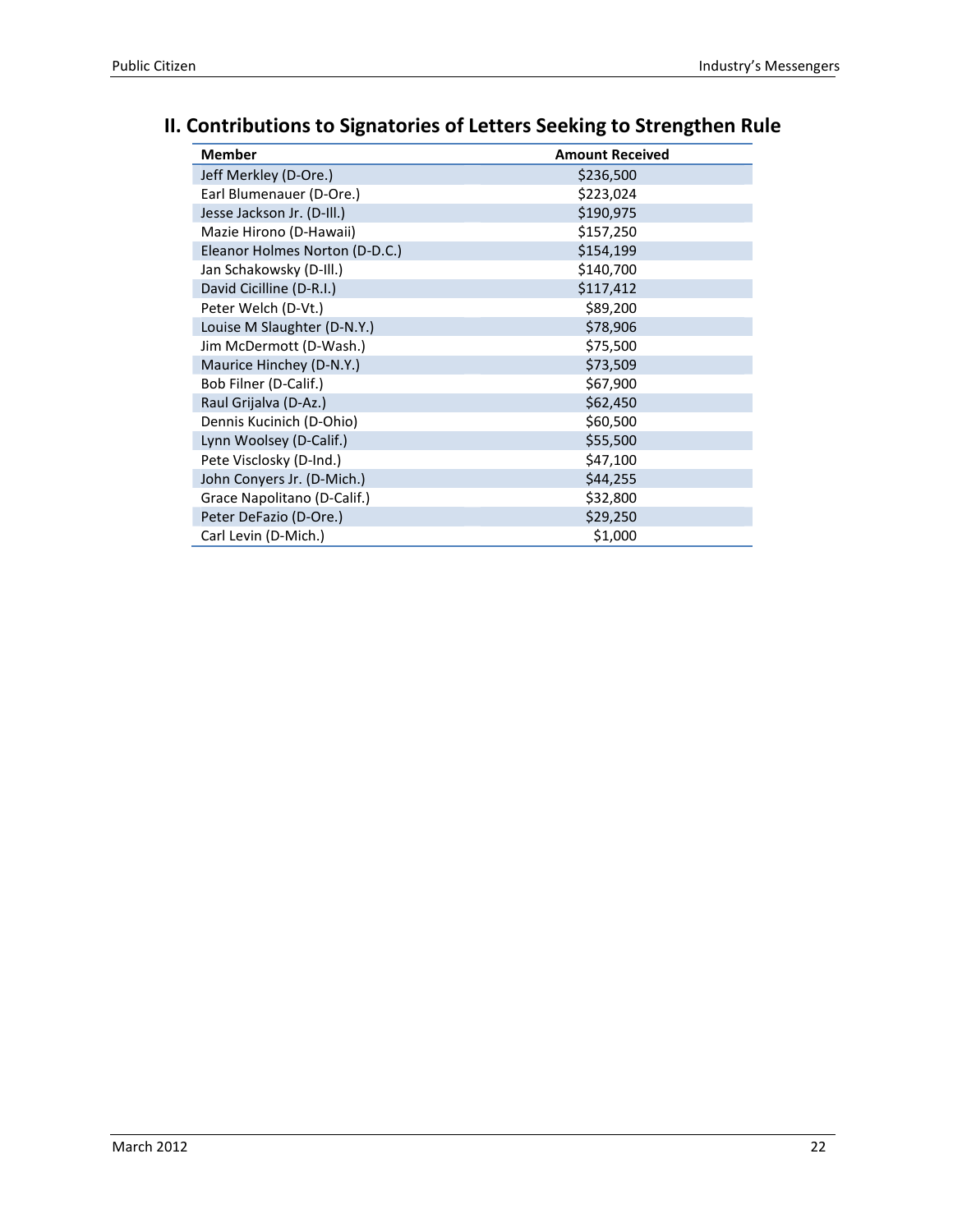## II. Contributions to Signatories of Letters Seeking to Strengthen Rule

| Member | Amount Received |
|---|---|
| Jeff Merkley (D-Ore.) | $236,500 |
| Earl Blumenauer (D-Ore.) | $223,024 |
| Jesse Jackson Jr. (D-Ill.) | $190,975 |
| Mazie Hirono (D-Hawaii) | $157,250 |
| Eleanor Holmes Norton (D-D.C.) | $154,199 |
| Jan Schakowsky (D-Ill.) | $140,700 |
| David Cicilline (D-R.I.) | $117,412 |
| Peter Welch (D-Vt.) | $89,200 |
| Louise M Slaughter (D-N.Y.) | $78,906 |
| Jim McDermott (D-Wash.) | $75,500 |
| Maurice Hinchey (D-N.Y.) | $73,509 |
| Bob Filner (D-Calif.) | $67,900 |
| Raul Grijalva (D-Az.) | $62,450 |
| Dennis Kucinich (D-Ohio) | $60,500 |
| Lynn Woolsey (D-Calif.) | $55,500 |
| Pete Visclosky (D-Ind.) | $47,100 |
| John Conyers Jr. (D-Mich.) | $44,255 |
| Grace Napolitano (D-Calif.) | $32,800 |
| Peter DeFazio (D-Ore.) | $29,250 |
| Carl Levin (D-Mich.) | $1,000 |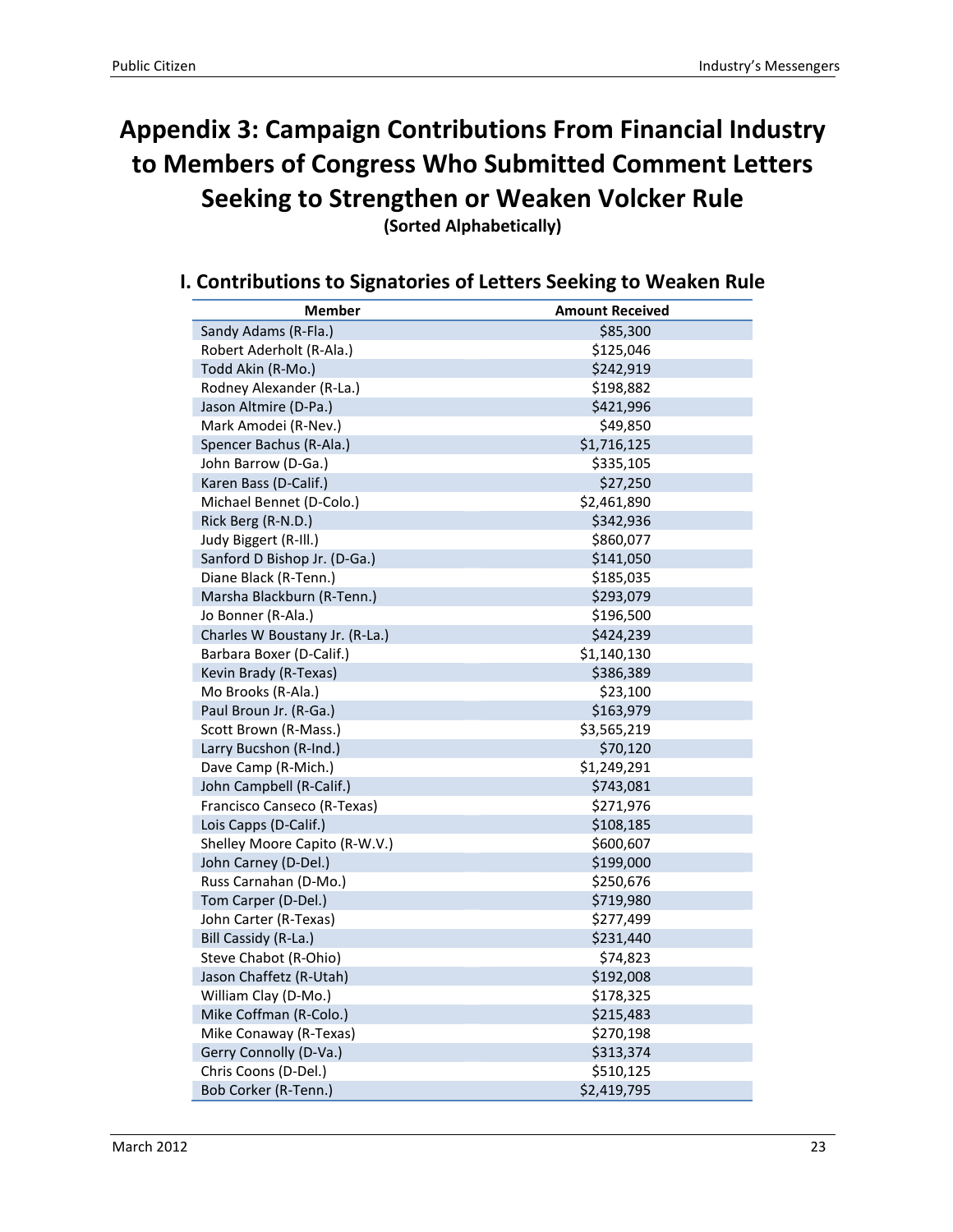# Appendix 3: Campaign Contributions From Financial Industry to Members of Congress Who Submitted Comment Letters Seeking to Strengthen or Weaken Volcker Rule

**(Sorted Alphabetically)**

## I. Contributions to Signatories of Letters Seeking to Weaken Rule

| Member | Amount Received |
|---|---|
| Sandy Adams (R-Fla.) | $85,300 |
| Robert Aderholt (R-Ala.) | $125,046 |
| Todd Akin (R-Mo.) | $242,919 |
| Rodney Alexander (R-La.) | $198,882 |
| Jason Altmire (D-Pa.) | $421,996 |
| Mark Amodei (R-Nev.) | $49,850 |
| Spencer Bachus (R-Ala.) | $1,716,125 |
| John Barrow (D-Ga.) | $335,105 |
| Karen Bass (D-Calif.) | $27,250 |
| Michael Bennet (D-Colo.) | $2,461,890 |
| Rick Berg (R-N.D.) | $342,936 |
| Judy Biggert (R-Ill.) | $860,077 |
| Sanford D Bishop Jr. (D-Ga.) | $141,050 |
| Diane Black (R-Tenn.) | $185,035 |
| Marsha Blackburn (R-Tenn.) | $293,079 |
| Jo Bonner (R-Ala.) | $196,500 |
| Charles W Boustany Jr. (R-La.) | $424,239 |
| Barbara Boxer (D-Calif.) | $1,140,130 |
| Kevin Brady (R-Texas) | $386,389 |
| Mo Brooks (R-Ala.) | $23,100 |
| Paul Broun Jr. (R-Ga.) | $163,979 |
| Scott Brown (R-Mass.) | $3,565,219 |
| Larry Bucshon (R-Ind.) | $70,120 |
| Dave Camp (R-Mich.) | $1,249,291 |
| John Campbell (R-Calif.) | $743,081 |
| Francisco Canseco (R-Texas) | $271,976 |
| Lois Capps (D-Calif.) | $108,185 |
| Shelley Moore Capito (R-W.V.) | $600,607 |
| John Carney (D-Del.) | $199,000 |
| Russ Carnahan (D-Mo.) | $250,676 |
| Tom Carper (D-Del.) | $719,980 |
| John Carter (R-Texas) | $277,499 |
| Bill Cassidy (R-La.) | $231,440 |
| Steve Chabot (R-Ohio) | $74,823 |
| Jason Chaffetz (R-Utah) | $192,008 |
| William Clay (D-Mo.) | $178,325 |
| Mike Coffman (R-Colo.) | $215,483 |
| Mike Conaway (R-Texas) | $270,198 |
| Gerry Connolly (D-Va.) | $313,374 |
| Chris Coons (D-Del.) | $510,125 |
| Bob Corker (R-Tenn.) | $2,419,795 |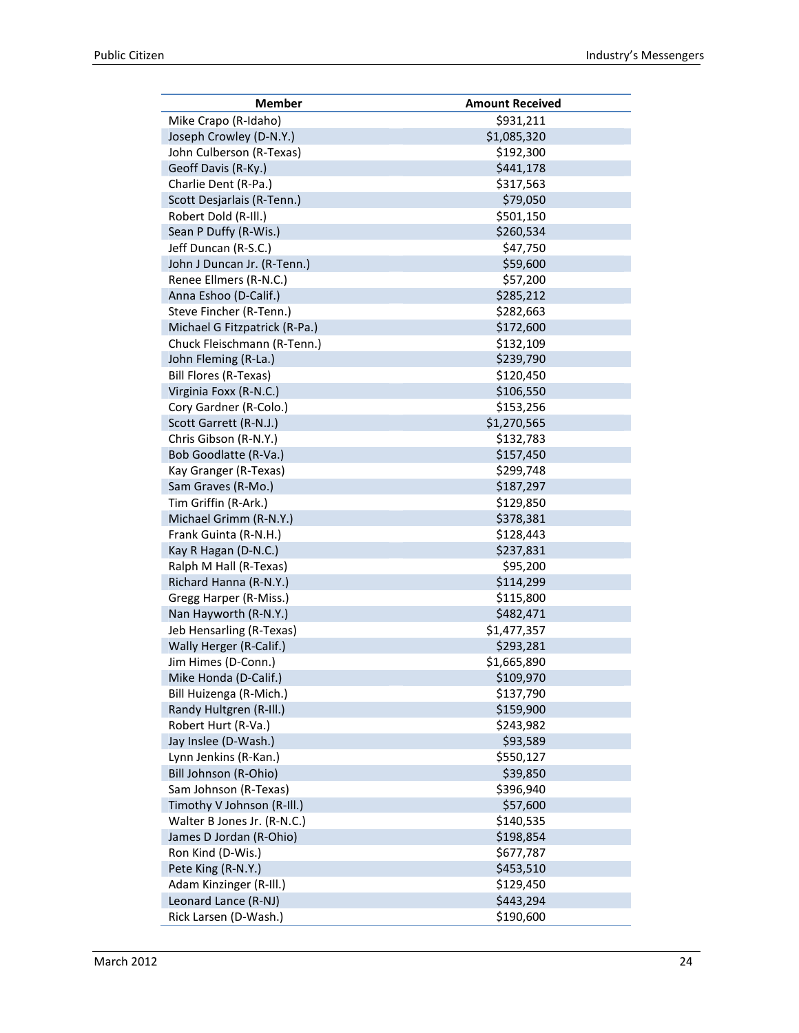| Member | Amount Received |
|---|---|
| Mike Crapo (R-Idaho) | $931,211 |
| Joseph Crowley (D-N.Y.) | $1,085,320 |
| John Culberson (R-Texas) | $192,300 |
| Geoff Davis (R-Ky.) | $441,178 |
| Charlie Dent (R-Pa.) | $317,563 |
| Scott Desjarlais (R-Tenn.) | $79,050 |
| Robert Dold (R-Ill.) | $501,150 |
| Sean P Duffy (R-Wis.) | $260,534 |
| Jeff Duncan (R-S.C.) | $47,750 |
| John J Duncan Jr. (R-Tenn.) | $59,600 |
| Renee Ellmers (R-N.C.) | $57,200 |
| Anna Eshoo (D-Calif.) | $285,212 |
| Steve Fincher (R-Tenn.) | $282,663 |
| Michael G Fitzpatrick (R-Pa.) | $172,600 |
| Chuck Fleischmann (R-Tenn.) | $132,109 |
| John Fleming (R-La.) | $239,790 |
| Bill Flores (R-Texas) | $120,450 |
| Virginia Foxx (R-N.C.) | $106,550 |
| Cory Gardner (R-Colo.) | $153,256 |
| Scott Garrett (R-N.J.) | $1,270,565 |
| Chris Gibson (R-N.Y.) | $132,783 |
| Bob Goodlatte (R-Va.) | $157,450 |
| Kay Granger (R-Texas) | $299,748 |
| Sam Graves (R-Mo.) | $187,297 |
| Tim Griffin (R-Ark.) | $129,850 |
| Michael Grimm (R-N.Y.) | $378,381 |
| Frank Guinta (R-N.H.) | $128,443 |
| Kay R Hagan (D-N.C.) | $237,831 |
| Ralph M Hall (R-Texas) | $95,200 |
| Richard Hanna (R-N.Y.) | $114,299 |
| Gregg Harper (R-Miss.) | $115,800 |
| Nan Hayworth (R-N.Y.) | $482,471 |
| Jeb Hensarling (R-Texas) | $1,477,357 |
| Wally Herger (R-Calif.) | $293,281 |
| Jim Himes (D-Conn.) | $1,665,890 |
| Mike Honda (D-Calif.) | $109,970 |
| Bill Huizenga (R-Mich.) | $137,790 |
| Randy Hultgren (R-Ill.) | $159,900 |
| Robert Hurt (R-Va.) | $243,982 |
| Jay Inslee (D-Wash.) | $93,589 |
| Lynn Jenkins (R-Kan.) | $550,127 |
| Bill Johnson (R-Ohio) | $39,850 |
| Sam Johnson (R-Texas) | $396,940 |
| Timothy V Johnson (R-Ill.) | $57,600 |
| Walter B Jones Jr. (R-N.C.) | $140,535 |
| James D Jordan (R-Ohio) | $198,854 |
| Ron Kind (D-Wis.) | $677,787 |
| Pete King (R-N.Y.) | $453,510 |
| Adam Kinzinger (R-Ill.) | $129,450 |
| Leonard Lance (R-NJ) | $443,294 |
| Rick Larsen (D-Wash.) | $190,600 |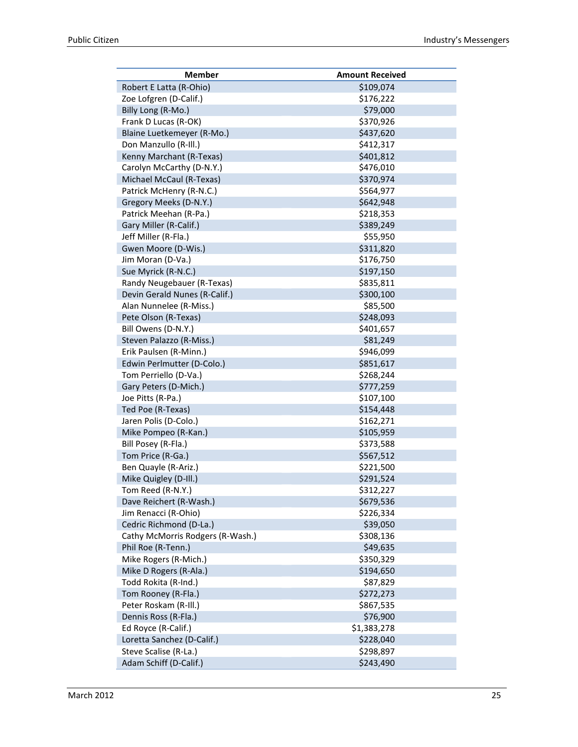| Member | Amount Received |
|---|---|
| Robert E Latta (R-Ohio) | $109,074 |
| Zoe Lofgren (D-Calif.) | $176,222 |
| Billy Long (R-Mo.) | $79,000 |
| Frank D Lucas (R-OK) | $370,926 |
| Blaine Luetkemeyer (R-Mo.) | $437,620 |
| Don Manzullo (R-Ill.) | $412,317 |
| Kenny Marchant (R-Texas) | $401,812 |
| Carolyn McCarthy (D-N.Y.) | $476,010 |
| Michael McCaul (R-Texas) | $370,974 |
| Patrick McHenry (R-N.C.) | $564,977 |
| Gregory Meeks (D-N.Y.) | $642,948 |
| Patrick Meehan (R-Pa.) | $218,353 |
| Gary Miller (R-Calif.) | $389,249 |
| Jeff Miller (R-Fla.) | $55,950 |
| Gwen Moore (D-Wis.) | $311,820 |
| Jim Moran (D-Va.) | $176,750 |
| Sue Myrick (R-N.C.) | $197,150 |
| Randy Neugebauer (R-Texas) | $835,811 |
| Devin Gerald Nunes (R-Calif.) | $300,100 |
| Alan Nunnelee (R-Miss.) | $85,500 |
| Pete Olson (R-Texas) | $248,093 |
| Bill Owens (D-N.Y.) | $401,657 |
| Steven Palazzo (R-Miss.) | $81,249 |
| Erik Paulsen (R-Minn.) | $946,099 |
| Edwin Perlmutter (D-Colo.) | $851,617 |
| Tom Perriello (D-Va.) | $268,244 |
| Gary Peters (D-Mich.) | $777,259 |
| Joe Pitts (R-Pa.) | $107,100 |
| Ted Poe (R-Texas) | $154,448 |
| Jaren Polis (D-Colo.) | $162,271 |
| Mike Pompeo (R-Kan.) | $105,959 |
| Bill Posey (R-Fla.) | $373,588 |
| Tom Price (R-Ga.) | $567,512 |
| Ben Quayle (R-Ariz.) | $221,500 |
| Mike Quigley (D-Ill.) | $291,524 |
| Tom Reed (R-N.Y.) | $312,227 |
| Dave Reichert (R-Wash.) | $679,536 |
| Jim Renacci (R-Ohio) | $226,334 |
| Cedric Richmond (D-La.) | $39,050 |
| Cathy McMorris Rodgers (R-Wash.) | $308,136 |
| Phil Roe (R-Tenn.) | $49,635 |
| Mike Rogers (R-Mich.) | $350,329 |
| Mike D Rogers (R-Ala.) | $194,650 |
| Todd Rokita (R-Ind.) | $87,829 |
| Tom Rooney (R-Fla.) | $272,273 |
| Peter Roskam (R-Ill.) | $867,535 |
| Dennis Ross (R-Fla.) | $76,900 |
| Ed Royce (R-Calif.) | $1,383,278 |
| Loretta Sanchez (D-Calif.) | $228,040 |
| Steve Scalise (R-La.) | $298,897 |
| Adam Schiff (D-Calif.) | $243,490 |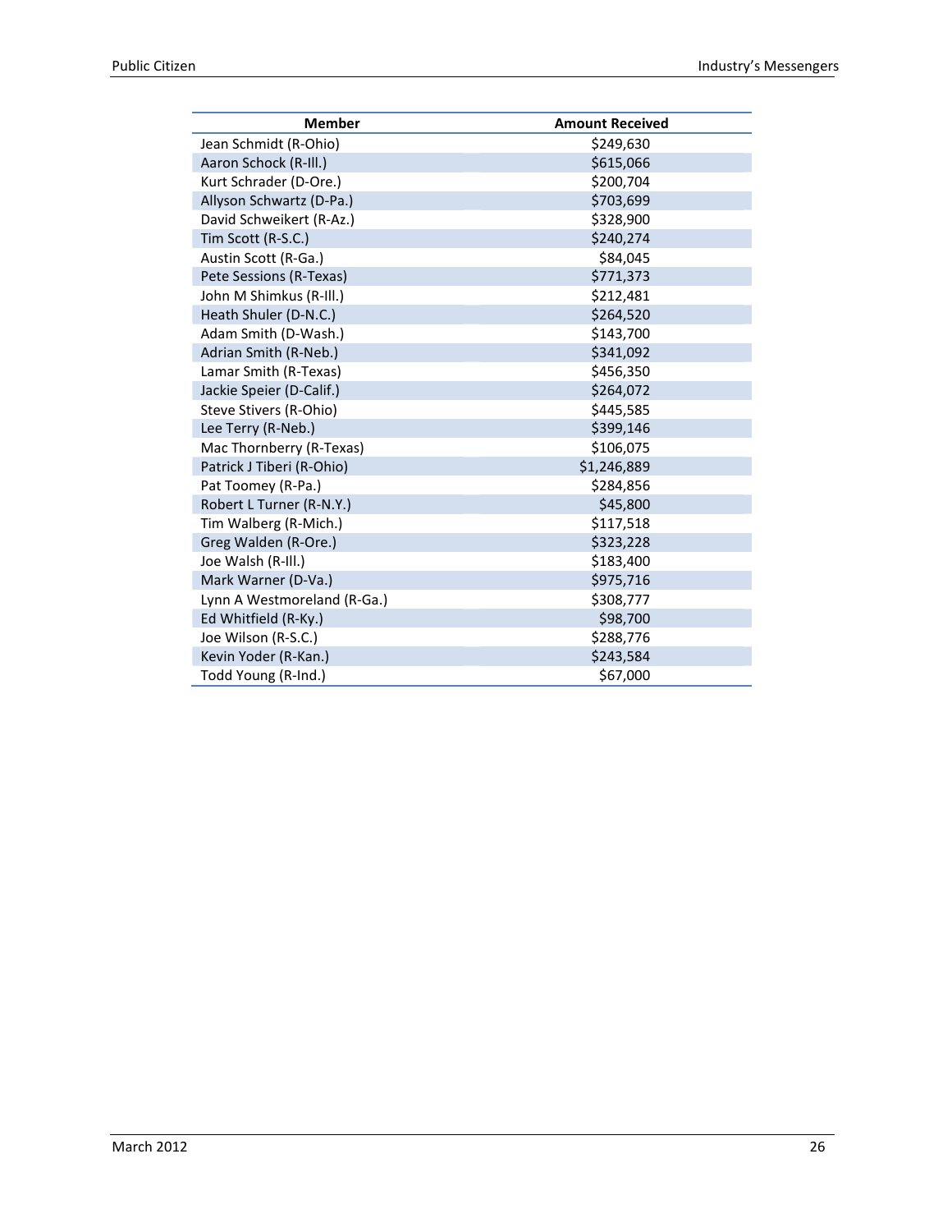| Member | Amount Received |
|---|---|
| Jean Schmidt (R-Ohio) | $249,630 |
| Aaron Schock (R-Ill.) | $615,066 |
| Kurt Schrader (D-Ore.) | $200,704 |
| Allyson Schwartz (D-Pa.) | $703,699 |
| David Schweikert (R-Az.) | $328,900 |
| Tim Scott (R-S.C.) | $240,274 |
| Austin Scott (R-Ga.) | $84,045 |
| Pete Sessions (R-Texas) | $771,373 |
| John M Shimkus (R-Ill.) | $212,481 |
| Heath Shuler (D-N.C.) | $264,520 |
| Adam Smith (D-Wash.) | $143,700 |
| Adrian Smith (R-Neb.) | $341,092 |
| Lamar Smith (R-Texas) | $456,350 |
| Jackie Speier (D-Calif.) | $264,072 |
| Steve Stivers (R-Ohio) | $445,585 |
| Lee Terry (R-Neb.) | $399,146 |
| Mac Thornberry (R-Texas) | $106,075 |
| Patrick J Tiberi (R-Ohio) | $1,246,889 |
| Pat Toomey (R-Pa.) | $284,856 |
| Robert L Turner (R-N.Y.) | $45,800 |
| Tim Walberg (R-Mich.) | $117,518 |
| Greg Walden (R-Ore.) | $323,228 |
| Joe Walsh (R-Ill.) | $183,400 |
| Mark Warner (D-Va.) | $975,716 |
| Lynn A Westmoreland (R-Ga.) | $308,777 |
| Ed Whitfield (R-Ky.) | $98,700 |
| Joe Wilson (R-S.C.) | $288,776 |
| Kevin Yoder (R-Kan.) | $243,584 |
| Todd Young (R-Ind.) | $67,000 |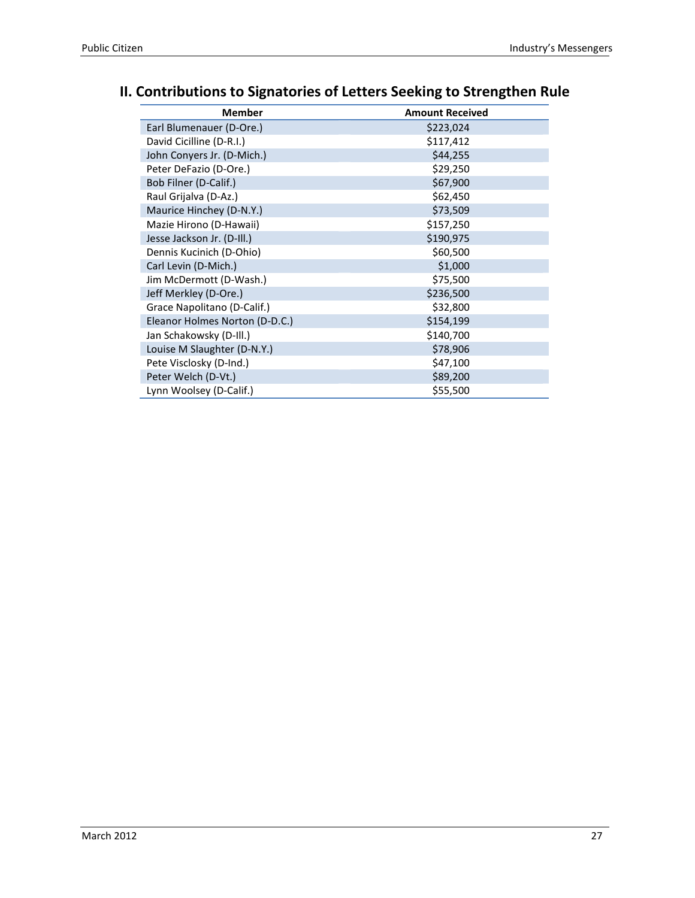## II. Contributions to Signatories of Letters Seeking to Strengthen Rule

| Member | Amount Received |
|---|---|
| Earl Blumenauer (D-Ore.) | $223,024 |
| David Cicilline (D-R.I.) | $117,412 |
| John Conyers Jr. (D-Mich.) | $44,255 |
| Peter DeFazio (D-Ore.) | $29,250 |
| Bob Filner (D-Calif.) | $67,900 |
| Raul Grijalva (D-Az.) | $62,450 |
| Maurice Hinchey (D-N.Y.) | $73,509 |
| Mazie Hirono (D-Hawaii) | $157,250 |
| Jesse Jackson Jr. (D-Ill.) | $190,975 |
| Dennis Kucinich (D-Ohio) | $60,500 |
| Carl Levin (D-Mich.) | $1,000 |
| Jim McDermott (D-Wash.) | $75,500 |
| Jeff Merkley (D-Ore.) | $236,500 |
| Grace Napolitano (D-Calif.) | $32,800 |
| Eleanor Holmes Norton (D-D.C.) | $154,199 |
| Jan Schakowsky (D-Ill.) | $140,700 |
| Louise M Slaughter (D-N.Y.) | $78,906 |
| Pete Visclosky (D-Ind.) | $47,100 |
| Peter Welch (D-Vt.) | $89,200 |
| Lynn Woolsey (D-Calif.) | $55,500 |